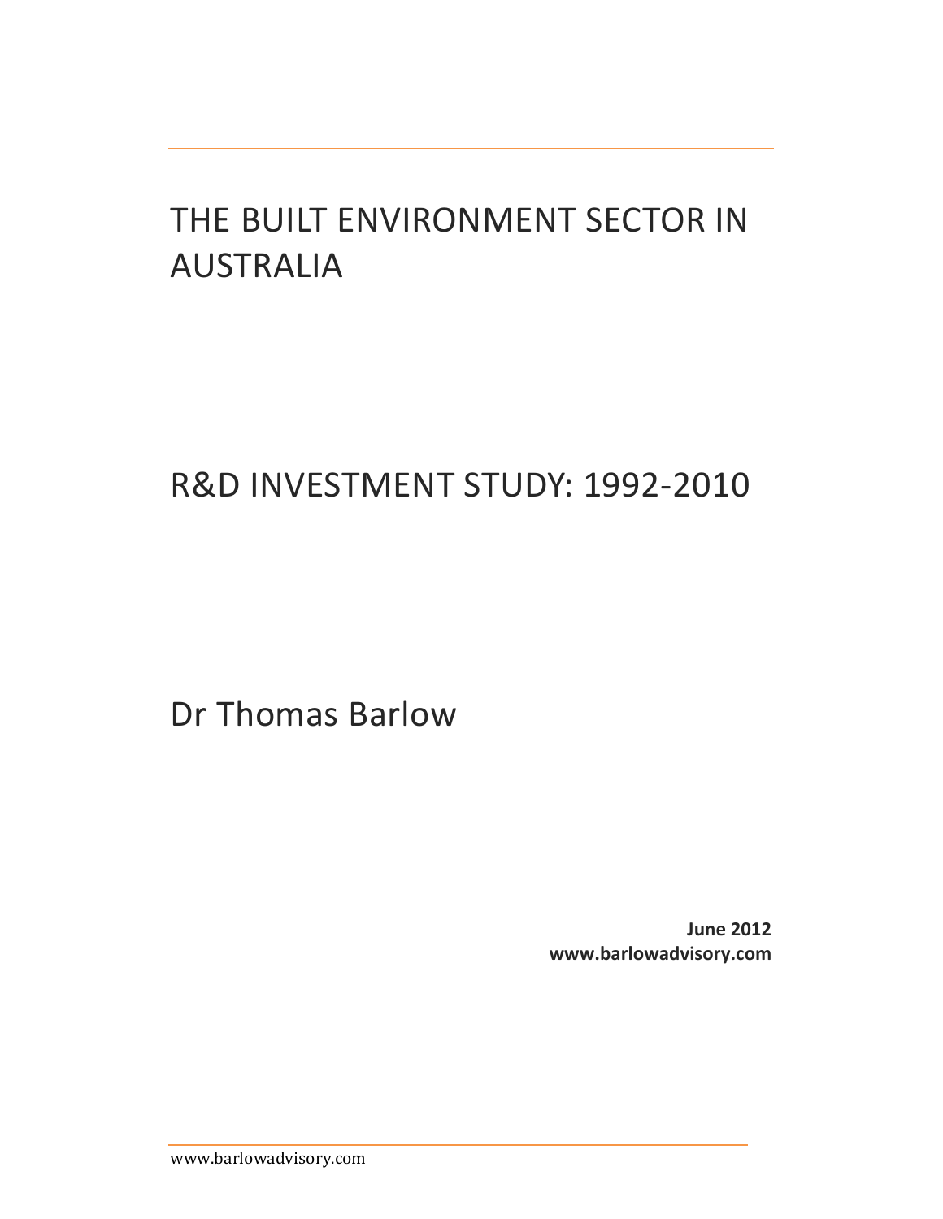# THE BUILT ENVIRONMENT SECTOR IN AUSTRALIA

## R&D INVESTMENT STUDY: 1992-2010

Dr Thomas Barlow

**June 2012**
**www.barlowadvisory.com**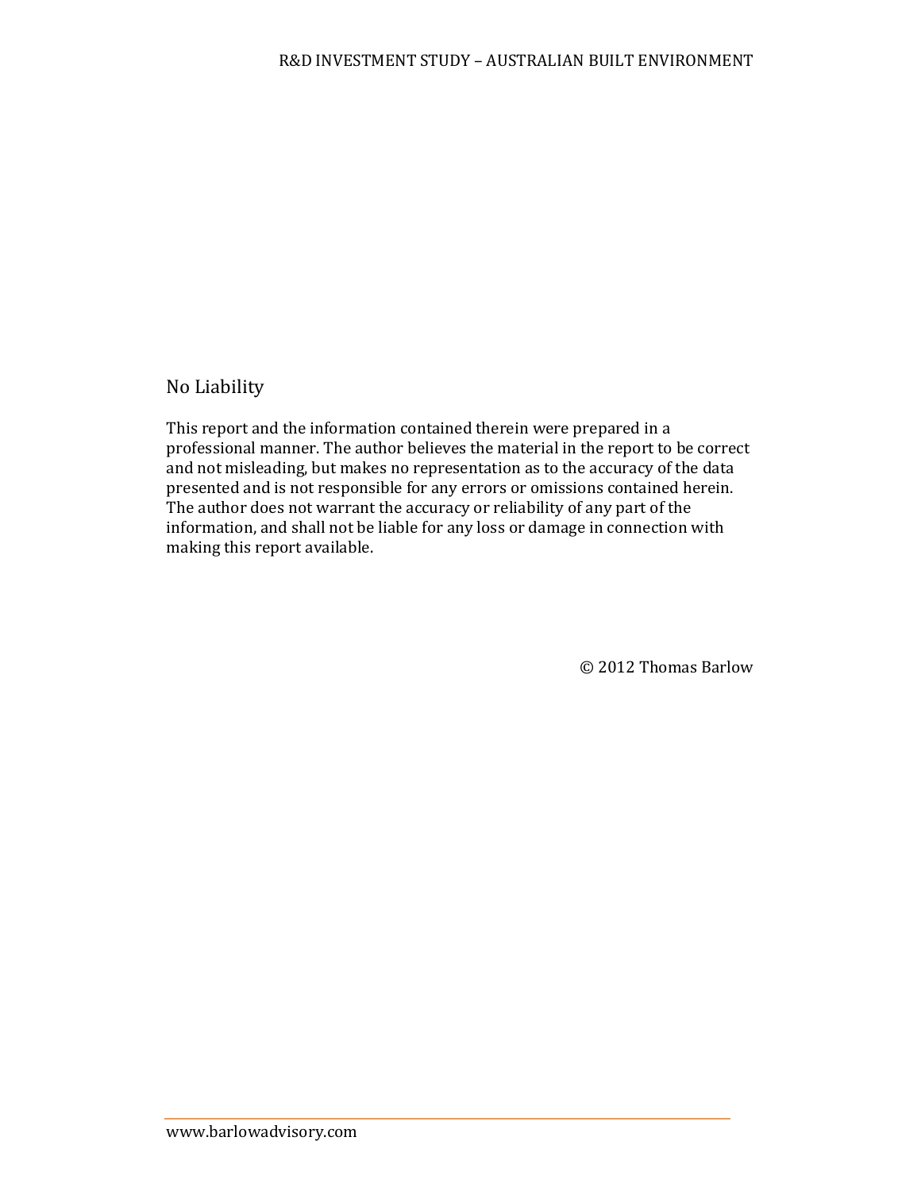## No Liability

This report and the information contained therein were prepared in a professional manner. The author believes the material in the report to be correct and not misleading, but makes no representation as to the accuracy of the data presented and is not responsible for any errors or omissions contained herein. The author does not warrant the accuracy or reliability of any part of the information, and shall not be liable for any loss or damage in connection with making this report available.

© 2012 Thomas Barlow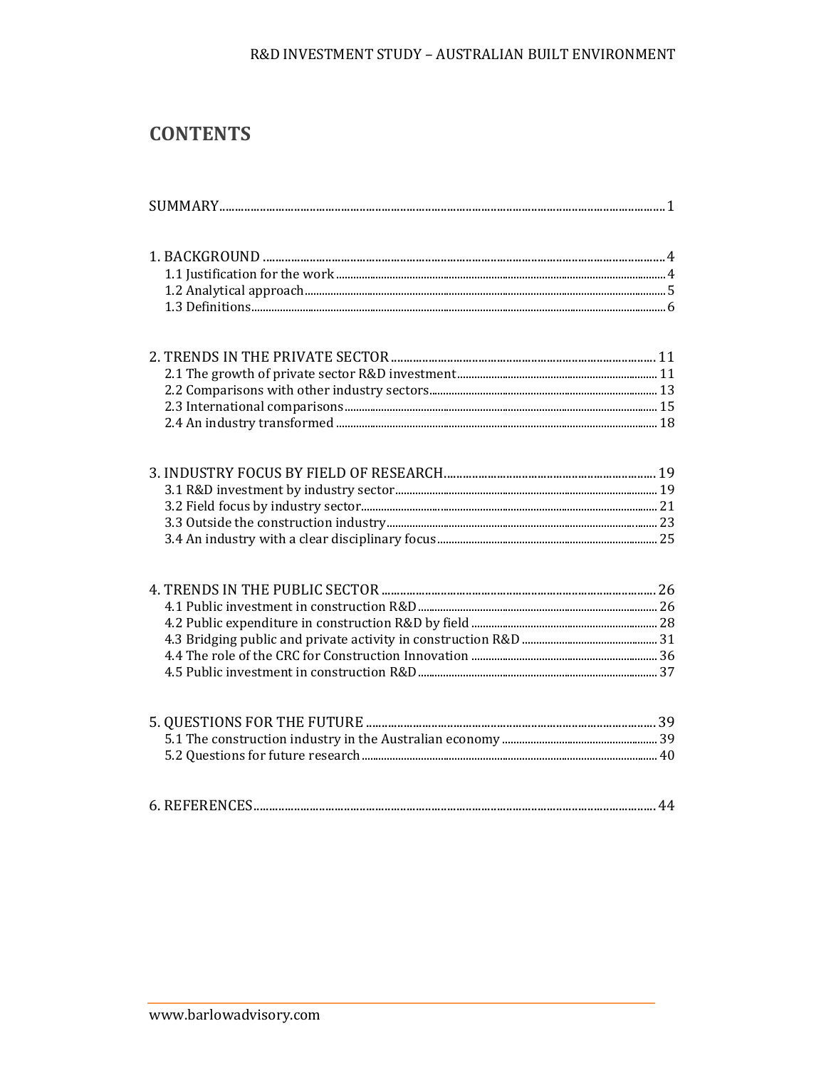# CONTENTS

SUMMARY ... 1

1. BACKGROUND ... 4
   - 1.1 Justification for the work ... 4
   - 1.2 Analytical approach ... 5
   - 1.3 Definitions ... 6

2. TRENDS IN THE PRIVATE SECTOR ... 11
   - 2.1 The growth of private sector R&D investment ... 11
   - 2.2 Comparisons with other industry sectors ... 13
   - 2.3 International comparisons ... 15
   - 2.4 An industry transformed ... 18

3. INDUSTRY FOCUS BY FIELD OF RESEARCH ... 19
   - 3.1 R&D investment by industry sector ... 19
   - 3.2 Field focus by industry sector ... 21
   - 3.3 Outside the construction industry ... 23
   - 3.4 An industry with a clear disciplinary focus ... 25

4. TRENDS IN THE PUBLIC SECTOR ... 26
   - 4.1 Public investment in construction R&D ... 26
   - 4.2 Public expenditure in construction R&D by field ... 28
   - 4.3 Bridging public and private activity in construction R&D ... 31
   - 4.4 The role of the CRC for Construction Innovation ... 36
   - 4.5 Public investment in construction R&D ... 37

5. QUESTIONS FOR THE FUTURE ... 39
   - 5.1 The construction industry in the Australian economy ... 39
   - 5.2 Questions for future research ... 40

6. REFERENCES ... 44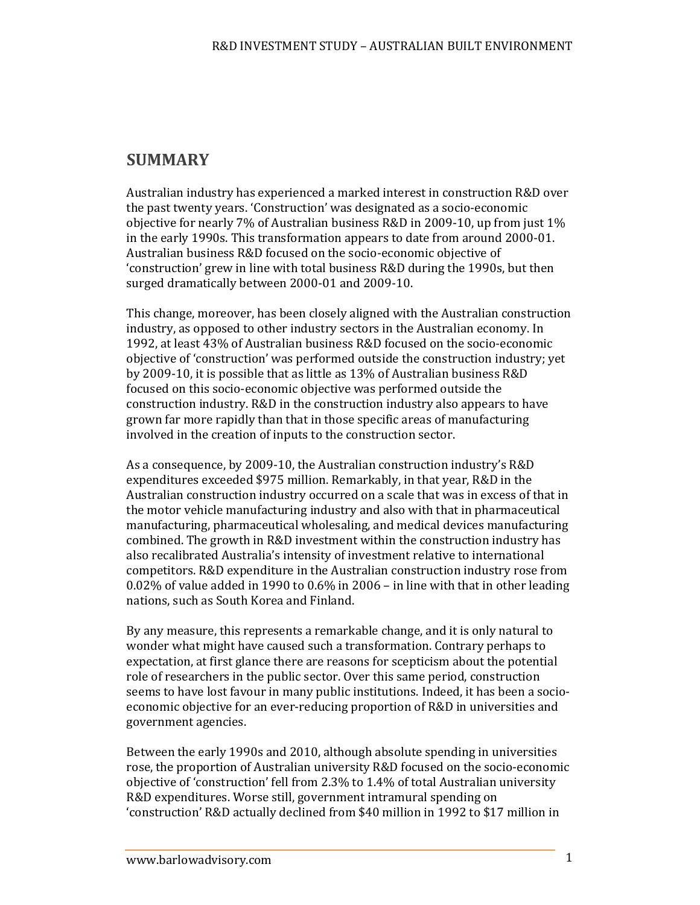## SUMMARY

Australian industry has experienced a marked interest in construction R&D over the past twenty years. 'Construction' was designated as a socio-economic objective for nearly 7% of Australian business R&D in 2009-10, up from just 1% in the early 1990s. This transformation appears to date from around 2000-01. Australian business R&D focused on the socio-economic objective of 'construction' grew in line with total business R&D during the 1990s, but then surged dramatically between 2000-01 and 2009-10.

This change, moreover, has been closely aligned with the Australian construction industry, as opposed to other industry sectors in the Australian economy. In 1992, at least 43% of Australian business R&D focused on the socio-economic objective of 'construction' was performed outside the construction industry; yet by 2009-10, it is possible that as little as 13% of Australian business R&D focused on this socio-economic objective was performed outside the construction industry. R&D in the construction industry also appears to have grown far more rapidly than that in those specific areas of manufacturing involved in the creation of inputs to the construction sector.

As a consequence, by 2009-10, the Australian construction industry's R&D expenditures exceeded $975 million. Remarkably, in that year, R&D in the Australian construction industry occurred on a scale that was in excess of that in the motor vehicle manufacturing industry and also with that in pharmaceutical manufacturing, pharmaceutical wholesaling, and medical devices manufacturing combined. The growth in R&D investment within the construction industry has also recalibrated Australia's intensity of investment relative to international competitors. R&D expenditure in the Australian construction industry rose from 0.02% of value added in 1990 to 0.6% in 2006 – in line with that in other leading nations, such as South Korea and Finland.

By any measure, this represents a remarkable change, and it is only natural to wonder what might have caused such a transformation. Contrary perhaps to expectation, at first glance there are reasons for scepticism about the potential role of researchers in the public sector. Over this same period, construction seems to have lost favour in many public institutions. Indeed, it has been a socio-economic objective for an ever-reducing proportion of R&D in universities and government agencies.

Between the early 1990s and 2010, although absolute spending in universities rose, the proportion of Australian university R&D focused on the socio-economic objective of 'construction' fell from 2.3% to 1.4% of total Australian university R&D expenditures. Worse still, government intramural spending on 'construction' R&D actually declined from $40 million in 1992 to $17 million in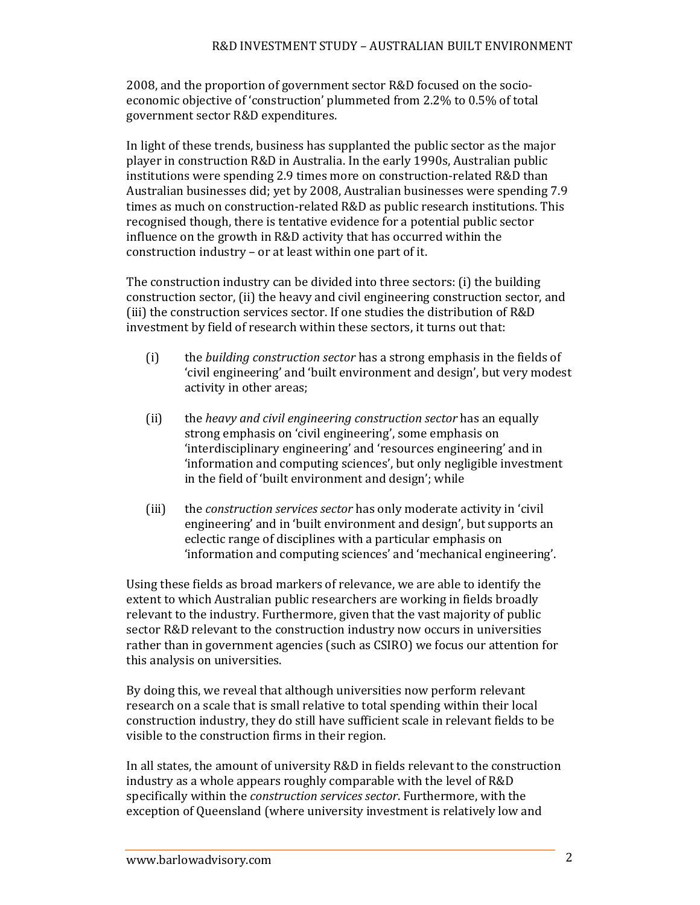2008, and the proportion of government sector R&D focused on the socio-economic objective of 'construction' plummeted from 2.2% to 0.5% of total government sector R&D expenditures.

In light of these trends, business has supplanted the public sector as the major player in construction R&D in Australia. In the early 1990s, Australian public institutions were spending 2.9 times more on construction-related R&D than Australian businesses did; yet by 2008, Australian businesses were spending 7.9 times as much on construction-related R&D as public research institutions. This recognised though, there is tentative evidence for a potential public sector influence on the growth in R&D activity that has occurred within the construction industry – or at least within one part of it.

The construction industry can be divided into three sectors: (i) the building construction sector, (ii) the heavy and civil engineering construction sector, and (iii) the construction services sector. If one studies the distribution of R&D investment by field of research within these sectors, it turns out that:

(i) the *building construction sector* has a strong emphasis in the fields of 'civil engineering' and 'built environment and design', but very modest activity in other areas;

(ii) the *heavy and civil engineering construction sector* has an equally strong emphasis on 'civil engineering', some emphasis on 'interdisciplinary engineering' and 'resources engineering' and in 'information and computing sciences', but only negligible investment in the field of 'built environment and design'; while

(iii) the *construction services sector* has only moderate activity in 'civil engineering' and in 'built environment and design', but supports an eclectic range of disciplines with a particular emphasis on 'information and computing sciences' and 'mechanical engineering'.

Using these fields as broad markers of relevance, we are able to identify the extent to which Australian public researchers are working in fields broadly relevant to the industry. Furthermore, given that the vast majority of public sector R&D relevant to the construction industry now occurs in universities rather than in government agencies (such as CSIRO) we focus our attention for this analysis on universities.

By doing this, we reveal that although universities now perform relevant research on a scale that is small relative to total spending within their local construction industry, they do still have sufficient scale in relevant fields to be visible to the construction firms in their region.

In all states, the amount of university R&D in fields relevant to the construction industry as a whole appears roughly comparable with the level of R&D specifically within the *construction services sector*. Furthermore, with the exception of Queensland (where university investment is relatively low and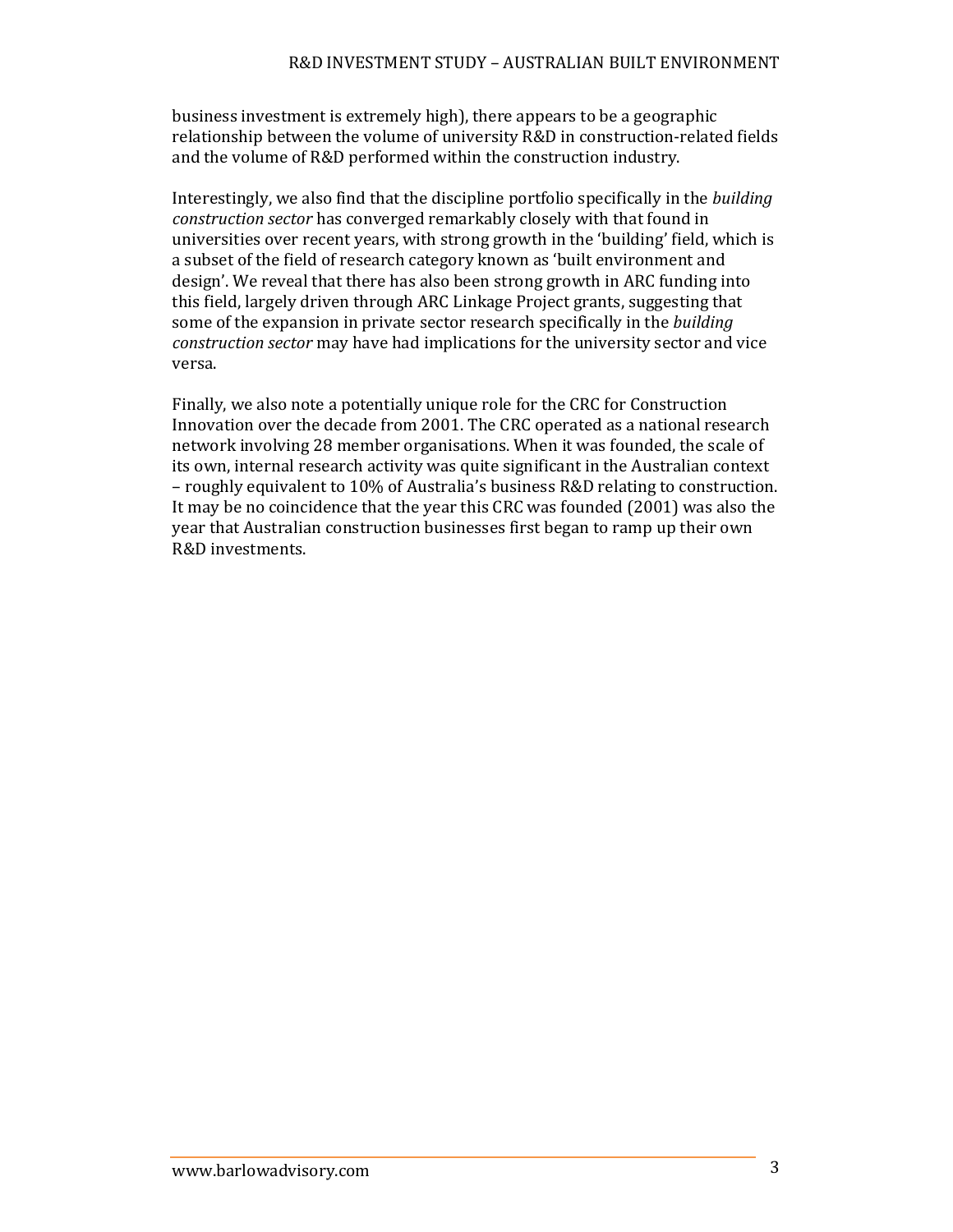business investment is extremely high), there appears to be a geographic relationship between the volume of university R&D in construction-related fields and the volume of R&D performed within the construction industry.

Interestingly, we also find that the discipline portfolio specifically in the *building construction sector* has converged remarkably closely with that found in universities over recent years, with strong growth in the 'building' field, which is a subset of the field of research category known as 'built environment and design'. We reveal that there has also been strong growth in ARC funding into this field, largely driven through ARC Linkage Project grants, suggesting that some of the expansion in private sector research specifically in the *building construction sector* may have had implications for the university sector and vice versa.

Finally, we also note a potentially unique role for the CRC for Construction Innovation over the decade from 2001. The CRC operated as a national research network involving 28 member organisations. When it was founded, the scale of its own, internal research activity was quite significant in the Australian context – roughly equivalent to 10% of Australia's business R&D relating to construction. It may be no coincidence that the year this CRC was founded (2001) was also the year that Australian construction businesses first began to ramp up their own R&D investments.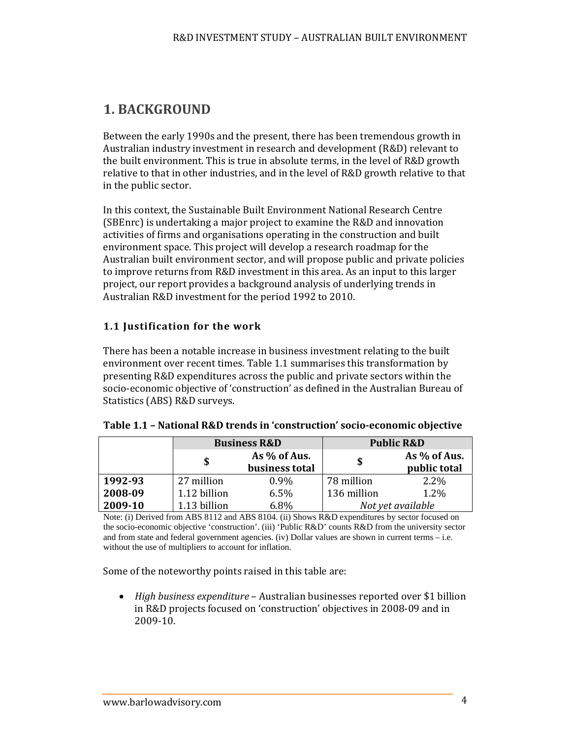# 1. BACKGROUND

Between the early 1990s and the present, there has been tremendous growth in Australian industry investment in research and development (R&D) relevant to the built environment. This is true in absolute terms, in the level of R&D growth relative to that in other industries, and in the level of R&D growth relative to that in the public sector.

In this context, the Sustainable Built Environment National Research Centre (SBEnrc) is undertaking a major project to examine the R&D and innovation activities of firms and organisations operating in the construction and built environment space. This project will develop a research roadmap for the Australian built environment sector, and will propose public and private policies to improve returns from R&D investment in this area. As an input to this larger project, our report provides a background analysis of underlying trends in Australian R&D investment for the period 1992 to 2010.

## 1.1 Justification for the work

There has been a notable increase in business investment relating to the built environment over recent times. Table 1.1 summarises this transformation by presenting R&D expenditures across the public and private sectors within the socio-economic objective of 'construction' as defined in the Australian Bureau of Statistics (ABS) R&D surveys.

**Table 1.1 – National R&D trends in 'construction' socio-economic objective**

| | Business R&D | | Public R&D | |
|---|---|---|---|---|
| | **$** | **As % of Aus. business total** | **$** | **As % of Aus. public total** |
| **1992-93** | 27 million | 0.9% | 78 million | 2.2% |
| **2008-09** | 1.12 billion | 6.5% | 136 million | 1.2% |
| **2009-10** | 1.13 billion | 6.8% | *Not yet available* | |

Note: (i) Derived from ABS 8112 and ABS 8104. (ii) Shows R&D expenditures by sector focused on the socio-economic objective 'construction'. (iii) 'Public R&D' counts R&D from the university sector and from state and federal government agencies. (iv) Dollar values are shown in current terms – i.e. without the use of multipliers to account for inflation.

Some of the noteworthy points raised in this table are:

- *High business expenditure* – Australian businesses reported over $1 billion in R&D projects focused on 'construction' objectives in 2008-09 and in 2009-10.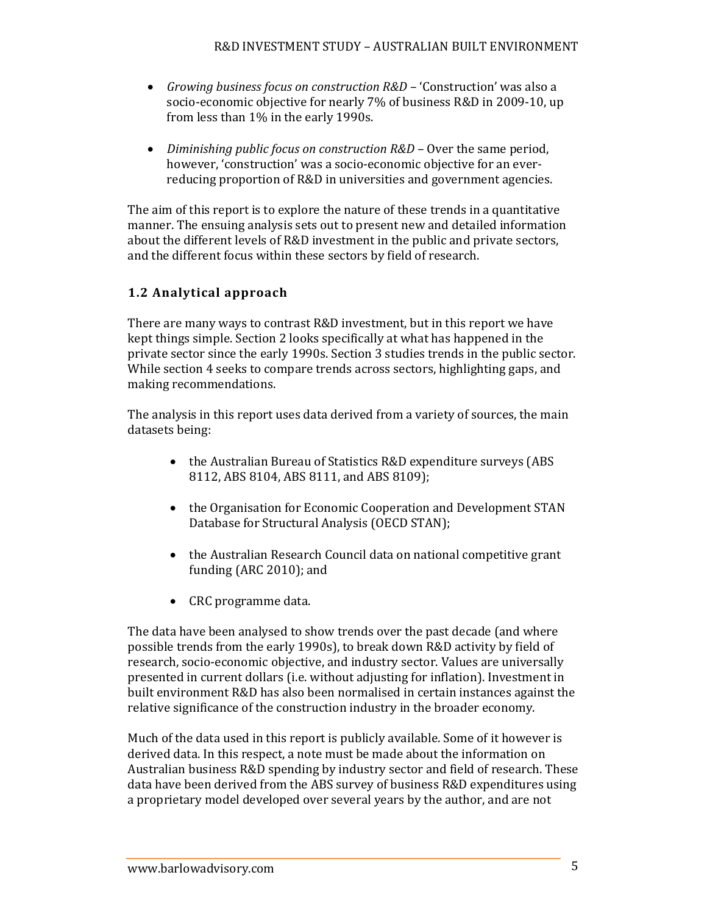- *Growing business focus on construction R&D* – 'Construction' was also a socio-economic objective for nearly 7% of business R&D in 2009-10, up from less than 1% in the early 1990s.

- *Diminishing public focus on construction R&D* – Over the same period, however, 'construction' was a socio-economic objective for an ever-reducing proportion of R&D in universities and government agencies.

The aim of this report is to explore the nature of these trends in a quantitative manner. The ensuing analysis sets out to present new and detailed information about the different levels of R&D investment in the public and private sectors, and the different focus within these sectors by field of research.

### 1.2 Analytical approach

There are many ways to contrast R&D investment, but in this report we have kept things simple. Section 2 looks specifically at what has happened in the private sector since the early 1990s. Section 3 studies trends in the public sector. While section 4 seeks to compare trends across sectors, highlighting gaps, and making recommendations.

The analysis in this report uses data derived from a variety of sources, the main datasets being:

- the Australian Bureau of Statistics R&D expenditure surveys (ABS 8112, ABS 8104, ABS 8111, and ABS 8109);

- the Organisation for Economic Cooperation and Development STAN Database for Structural Analysis (OECD STAN);

- the Australian Research Council data on national competitive grant funding (ARC 2010); and

- CRC programme data.

The data have been analysed to show trends over the past decade (and where possible trends from the early 1990s), to break down R&D activity by field of research, socio-economic objective, and industry sector. Values are universally presented in current dollars (i.e. without adjusting for inflation). Investment in built environment R&D has also been normalised in certain instances against the relative significance of the construction industry in the broader economy.

Much of the data used in this report is publicly available. Some of it however is derived data. In this respect, a note must be made about the information on Australian business R&D spending by industry sector and field of research. These data have been derived from the ABS survey of business R&D expenditures using a proprietary model developed over several years by the author, and are not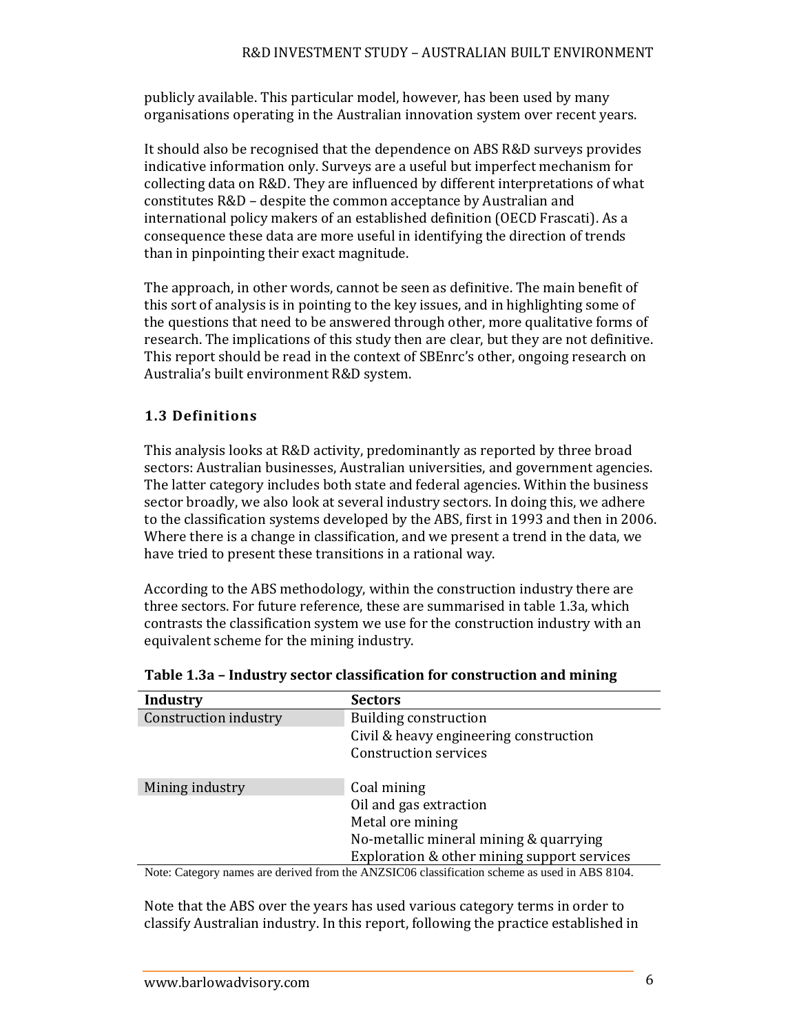publicly available. This particular model, however, has been used by many organisations operating in the Australian innovation system over recent years.

It should also be recognised that the dependence on ABS R&D surveys provides indicative information only. Surveys are a useful but imperfect mechanism for collecting data on R&D. They are influenced by different interpretations of what constitutes R&D – despite the common acceptance by Australian and international policy makers of an established definition (OECD Frascati). As a consequence these data are more useful in identifying the direction of trends than in pinpointing their exact magnitude.

The approach, in other words, cannot be seen as definitive. The main benefit of this sort of analysis is in pointing to the key issues, and in highlighting some of the questions that need to be answered through other, more qualitative forms of research. The implications of this study then are clear, but they are not definitive. This report should be read in the context of SBEnrc's other, ongoing research on Australia's built environment R&D system.

### 1.3 Definitions

This analysis looks at R&D activity, predominantly as reported by three broad sectors: Australian businesses, Australian universities, and government agencies. The latter category includes both state and federal agencies. Within the business sector broadly, we also look at several industry sectors. In doing this, we adhere to the classification systems developed by the ABS, first in 1993 and then in 2006. Where there is a change in classification, and we present a trend in the data, we have tried to present these transitions in a rational way.

According to the ABS methodology, within the construction industry there are three sectors. For future reference, these are summarised in table 1.3a, which contrasts the classification system we use for the construction industry with an equivalent scheme for the mining industry.

**Table 1.3a – Industry sector classification for construction and mining**

| Industry | Sectors |
|---|---|
| Construction industry | Building construction |
| | Civil & heavy engineering construction |
| | Construction services |
| Mining industry | Coal mining |
| | Oil and gas extraction |
| | Metal ore mining |
| | No-metallic mineral mining & quarrying |
| | Exploration & other mining support services |

Note: Category names are derived from the ANZSIC06 classification scheme as used in ABS 8104.

Note that the ABS over the years has used various category terms in order to classify Australian industry. In this report, following the practice established in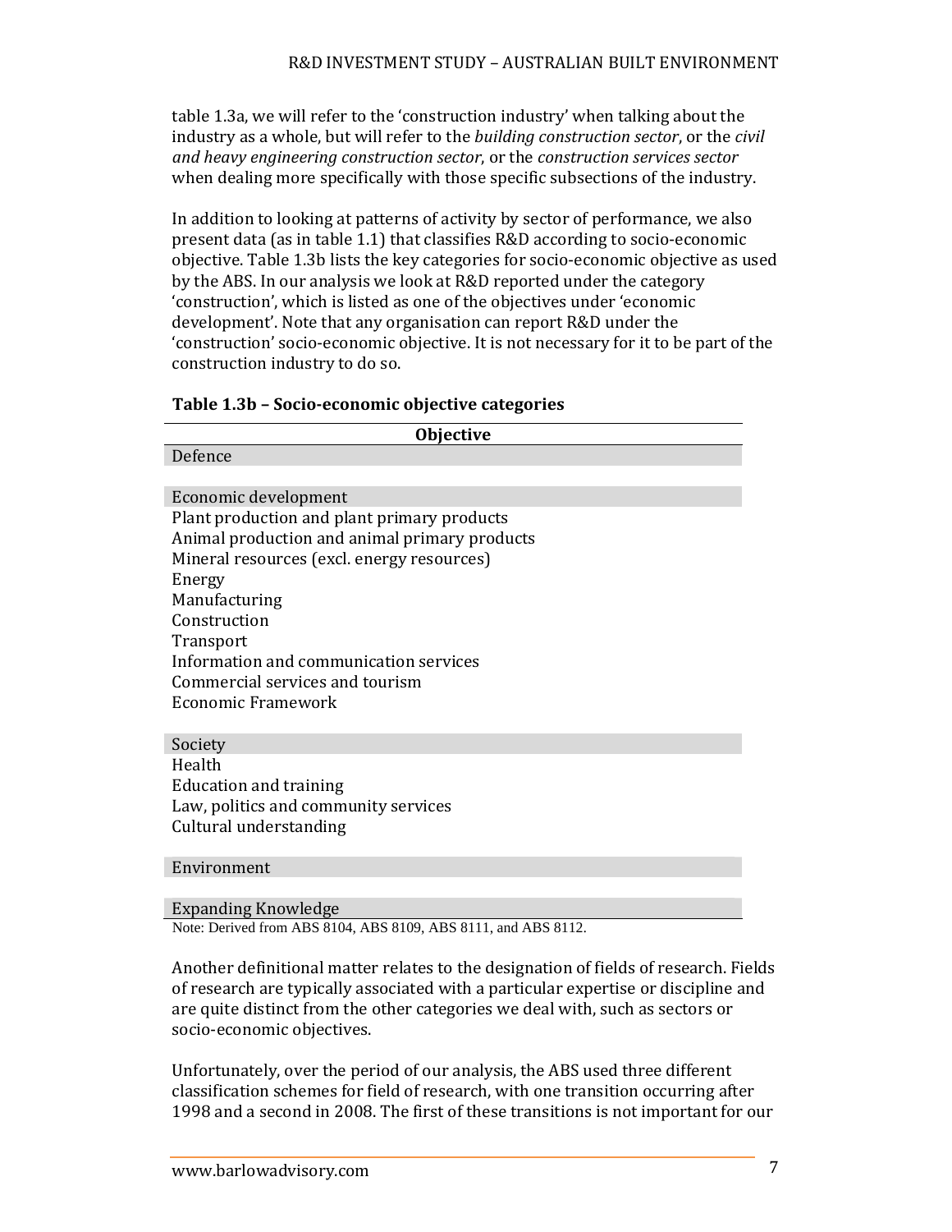table 1.3a, we will refer to the 'construction industry' when talking about the industry as a whole, but will refer to the *building construction sector*, or the *civil and heavy engineering construction sector*, or the *construction services sector* when dealing more specifically with those specific subsections of the industry.

In addition to looking at patterns of activity by sector of performance, we also present data (as in table 1.1) that classifies R&D according to socio-economic objective. Table 1.3b lists the key categories for socio-economic objective as used by the ABS. In our analysis we look at R&D reported under the category 'construction', which is listed as one of the objectives under 'economic development'. Note that any organisation can report R&D under the 'construction' socio-economic objective. It is not necessary for it to be part of the construction industry to do so.

**Table 1.3b – Socio-economic objective categories**

| **Objective** |
|---|
| Defence |
| |
| Economic development |
| Plant production and plant primary products |
| Animal production and animal primary products |
| Mineral resources (excl. energy resources) |
| Energy |
| Manufacturing |
| Construction |
| Transport |
| Information and communication services |
| Commercial services and tourism |
| Economic Framework |
| |
| Society |
| Health |
| Education and training |
| Law, politics and community services |
| Cultural understanding |
| |
| Environment |
| |
| Expanding Knowledge |

Note: Derived from ABS 8104, ABS 8109, ABS 8111, and ABS 8112.

Another definitional matter relates to the designation of fields of research. Fields of research are typically associated with a particular expertise or discipline and are quite distinct from the other categories we deal with, such as sectors or socio-economic objectives.

Unfortunately, over the period of our analysis, the ABS used three different classification schemes for field of research, with one transition occurring after 1998 and a second in 2008. The first of these transitions is not important for our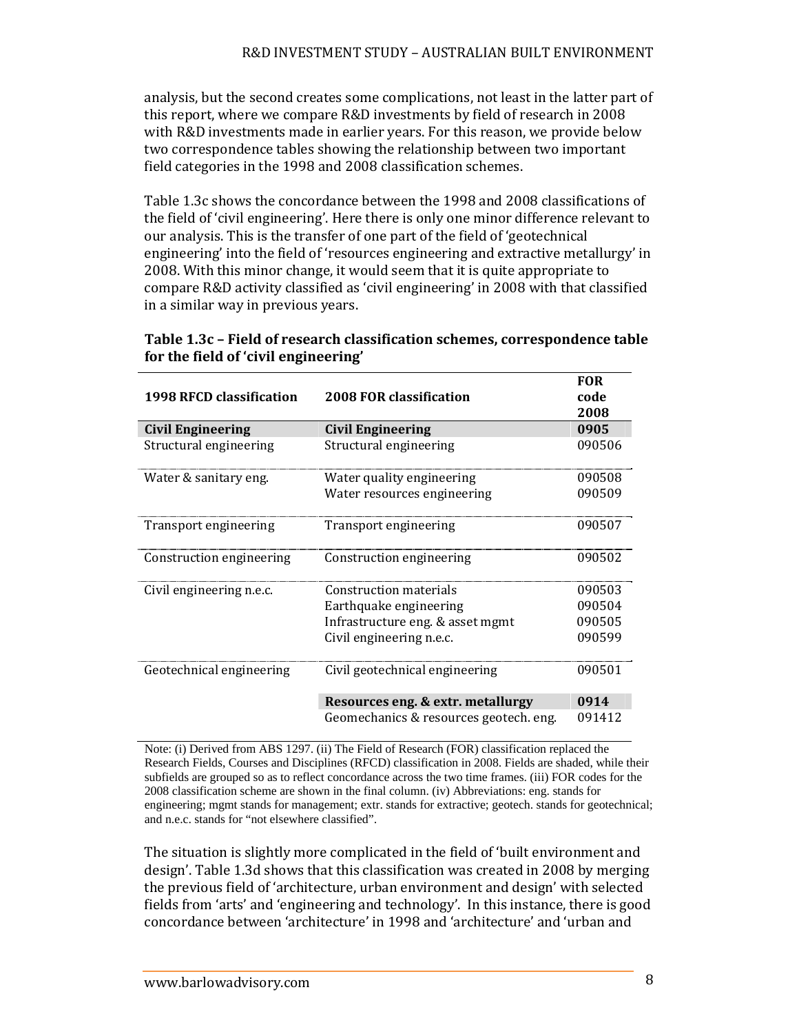analysis, but the second creates some complications, not least in the latter part of this report, where we compare R&D investments by field of research in 2008 with R&D investments made in earlier years. For this reason, we provide below two correspondence tables showing the relationship between two important field categories in the 1998 and 2008 classification schemes.

Table 1.3c shows the concordance between the 1998 and 2008 classifications of the field of 'civil engineering'. Here there is only one minor difference relevant to our analysis. This is the transfer of one part of the field of 'geotechnical engineering' into the field of 'resources engineering and extractive metallurgy' in 2008. With this minor change, it would seem that it is quite appropriate to compare R&D activity classified as 'civil engineering' in 2008 with that classified in a similar way in previous years.

**Table 1.3c – Field of research classification schemes, correspondence table for the field of 'civil engineering'**

| 1998 RFCD classification | 2008 FOR classification | FOR code 2008 |
|---|---|---|
| **Civil Engineering** | **Civil Engineering** | **0905** |
| Structural engineering | Structural engineering | 090506 |
| Water & sanitary eng. | Water quality engineering | 090508 |
| | Water resources engineering | 090509 |
| Transport engineering | Transport engineering | 090507 |
| Construction engineering | Construction engineering | 090502 |
| Civil engineering n.e.c. | Construction materials | 090503 |
| | Earthquake engineering | 090504 |
| | Infrastructure eng. & asset mgmt | 090505 |
| | Civil engineering n.e.c. | 090599 |
| Geotechnical engineering | Civil geotechnical engineering | 090501 |
| | **Resources eng. & extr. metallurgy** | **0914** |
| | Geomechanics & resources geotech. eng. | 091412 |

Note: (i) Derived from ABS 1297. (ii) The Field of Research (FOR) classification replaced the Research Fields, Courses and Disciplines (RFCD) classification in 2008. Fields are shaded, while their subfields are grouped so as to reflect concordance across the two time frames. (iii) FOR codes for the 2008 classification scheme are shown in the final column. (iv) Abbreviations: eng. stands for engineering; mgmt stands for management; extr. stands for extractive; geotech. stands for geotechnical; and n.e.c. stands for "not elsewhere classified".

The situation is slightly more complicated in the field of 'built environment and design'. Table 1.3d shows that this classification was created in 2008 by merging the previous field of 'architecture, urban environment and design' with selected fields from 'arts' and 'engineering and technology'. In this instance, there is good concordance between 'architecture' in 1998 and 'architecture' and 'urban and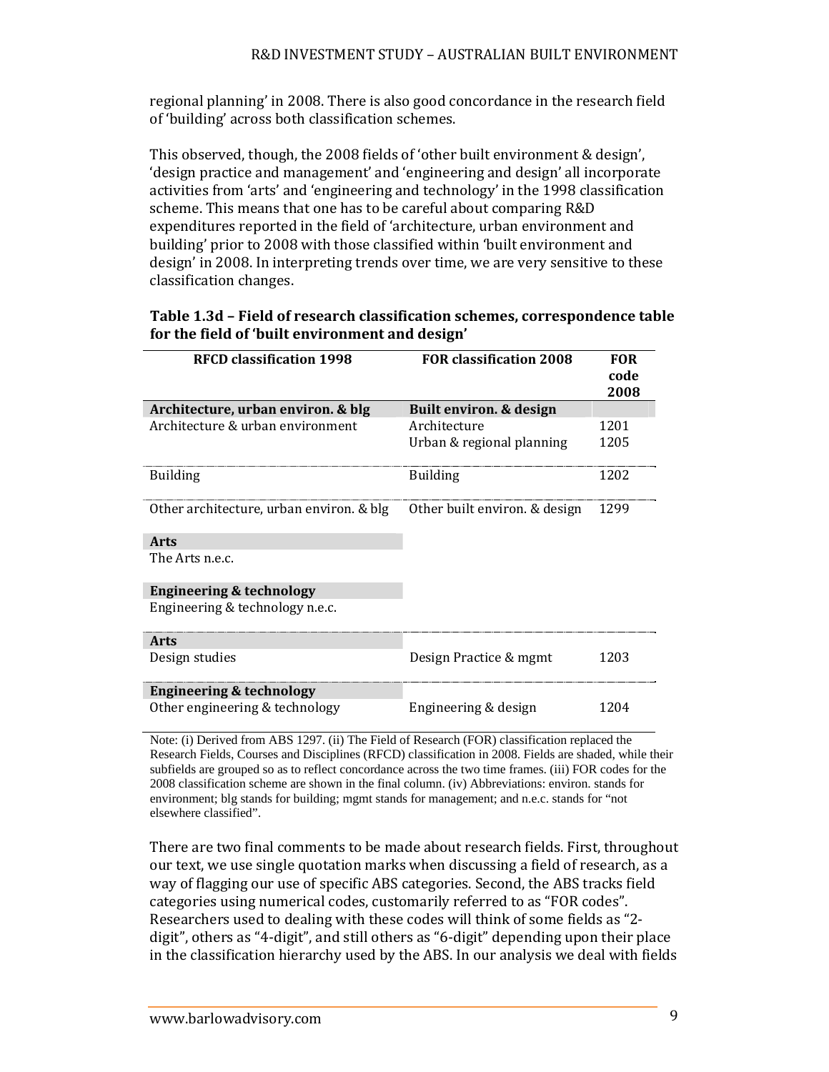regional planning' in 2008. There is also good concordance in the research field of 'building' across both classification schemes.

This observed, though, the 2008 fields of 'other built environment & design', 'design practice and management' and 'engineering and design' all incorporate activities from 'arts' and 'engineering and technology' in the 1998 classification scheme. This means that one has to be careful about comparing R&D expenditures reported in the field of 'architecture, urban environment and building' prior to 2008 with those classified within 'built environment and design' in 2008. In interpreting trends over time, we are very sensitive to these classification changes.

**Table 1.3d – Field of research classification schemes, correspondence table for the field of 'built environment and design'**

| RFCD classification 1998 | FOR classification 2008 | FOR code 2008 |
|---|---|---|
| **Architecture, urban environ. & blg** | **Built environ. & design** | |
| Architecture & urban environment | Architecture | 1201 |
| | Urban & regional planning | 1205 |
| Building | Building | 1202 |
| Other architecture, urban environ. & blg | Other built environ. & design | 1299 |
| **Arts** | | |
| The Arts n.e.c. | | |
| **Engineering & technology** | | |
| Engineering & technology n.e.c. | | |
| **Arts** | | |
| Design studies | Design Practice & mgmt | 1203 |
| **Engineering & technology** | | |
| Other engineering & technology | Engineering & design | 1204 |

Note: (i) Derived from ABS 1297. (ii) The Field of Research (FOR) classification replaced the Research Fields, Courses and Disciplines (RFCD) classification in 2008. Fields are shaded, while their subfields are grouped so as to reflect concordance across the two time frames. (iii) FOR codes for the 2008 classification scheme are shown in the final column. (iv) Abbreviations: environ. stands for environment; blg stands for building; mgmt stands for management; and n.e.c. stands for "not elsewhere classified".

There are two final comments to be made about research fields. First, throughout our text, we use single quotation marks when discussing a field of research, as a way of flagging our use of specific ABS categories. Second, the ABS tracks field categories using numerical codes, customarily referred to as "FOR codes". Researchers used to dealing with these codes will think of some fields as "2-digit", others as "4-digit", and still others as "6-digit" depending upon their place in the classification hierarchy used by the ABS. In our analysis we deal with fields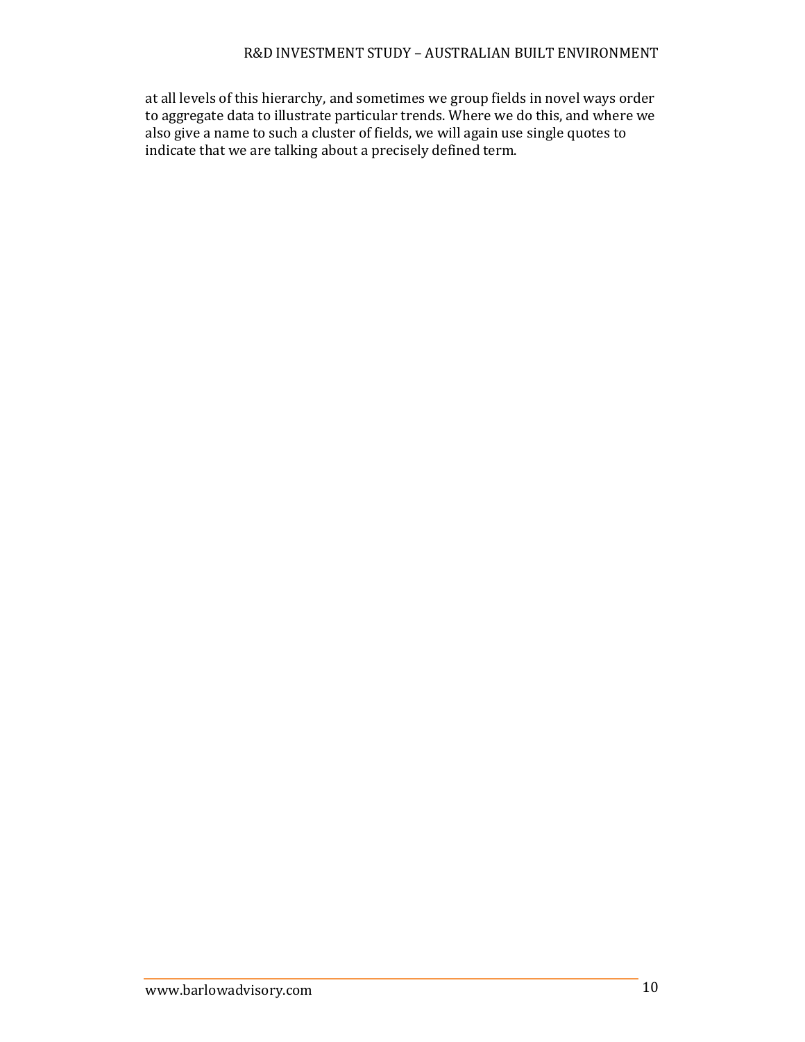at all levels of this hierarchy, and sometimes we group fields in novel ways order to aggregate data to illustrate particular trends. Where we do this, and where we also give a name to such a cluster of fields, we will again use single quotes to indicate that we are talking about a precisely defined term.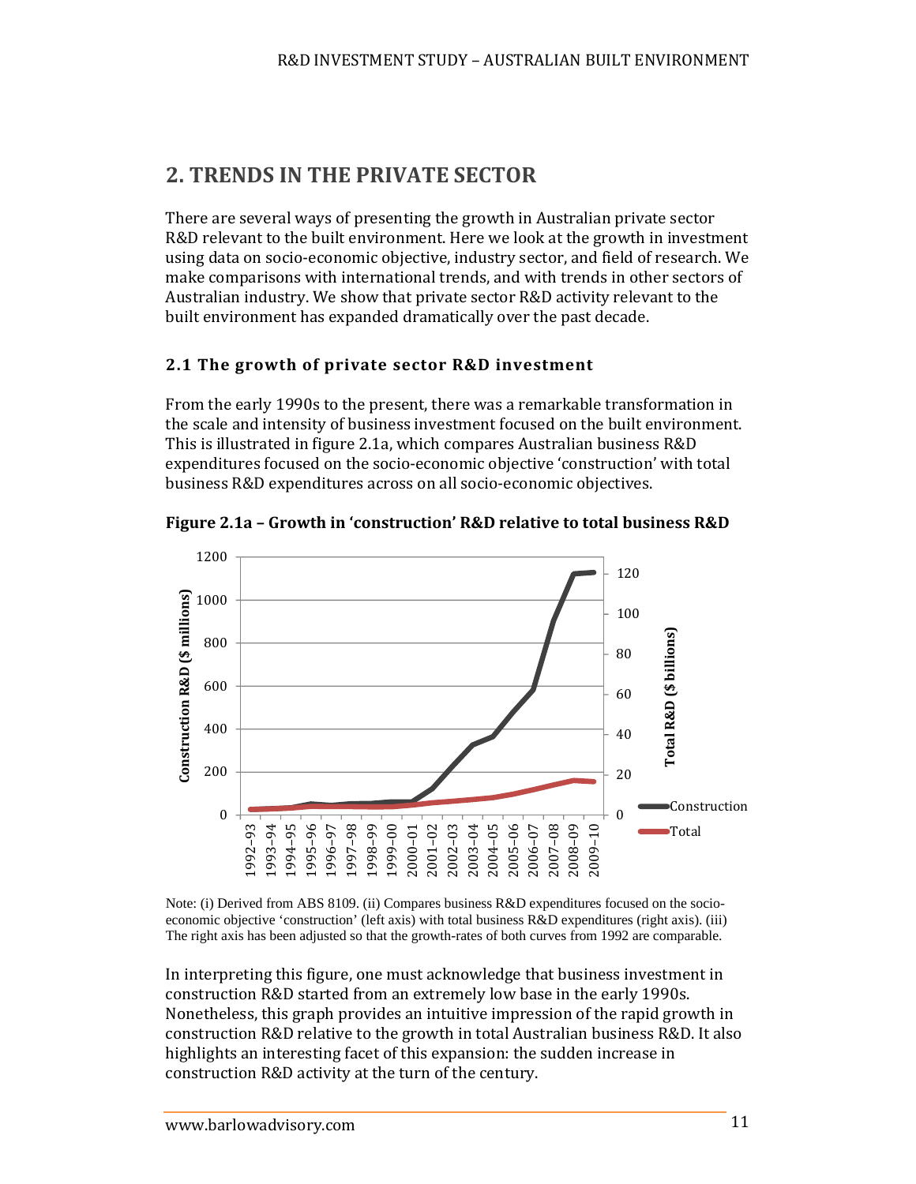## 2. TRENDS IN THE PRIVATE SECTOR

There are several ways of presenting the growth in Australian private sector R&D relevant to the built environment. Here we look at the growth in investment using data on socio-economic objective, industry sector, and field of research. We make comparisons with international trends, and with trends in other sectors of Australian industry. We show that private sector R&D activity relevant to the built environment has expanded dramatically over the past decade.

### 2.1 The growth of private sector R&D investment

From the early 1990s to the present, there was a remarkable transformation in the scale and intensity of business investment focused on the built environment. This is illustrated in figure 2.1a, which compares Australian business R&D expenditures focused on the socio-economic objective 'construction' with total business R&D expenditures across on all socio-economic objectives.

**Figure 2.1a – Growth in 'construction' R&D relative to total business R&D**

Note: (i) Derived from ABS 8109. (ii) Compares business R&D expenditures focused on the socio-economic objective 'construction' (left axis) with total business R&D expenditures (right axis). (iii) The right axis has been adjusted so that the growth-rates of both curves from 1992 are comparable.

In interpreting this figure, one must acknowledge that business investment in construction R&D started from an extremely low base in the early 1990s. Nonetheless, this graph provides an intuitive impression of the rapid growth in construction R&D relative to the growth in total Australian business R&D. It also highlights an interesting facet of this expansion: the sudden increase in construction R&D activity at the turn of the century.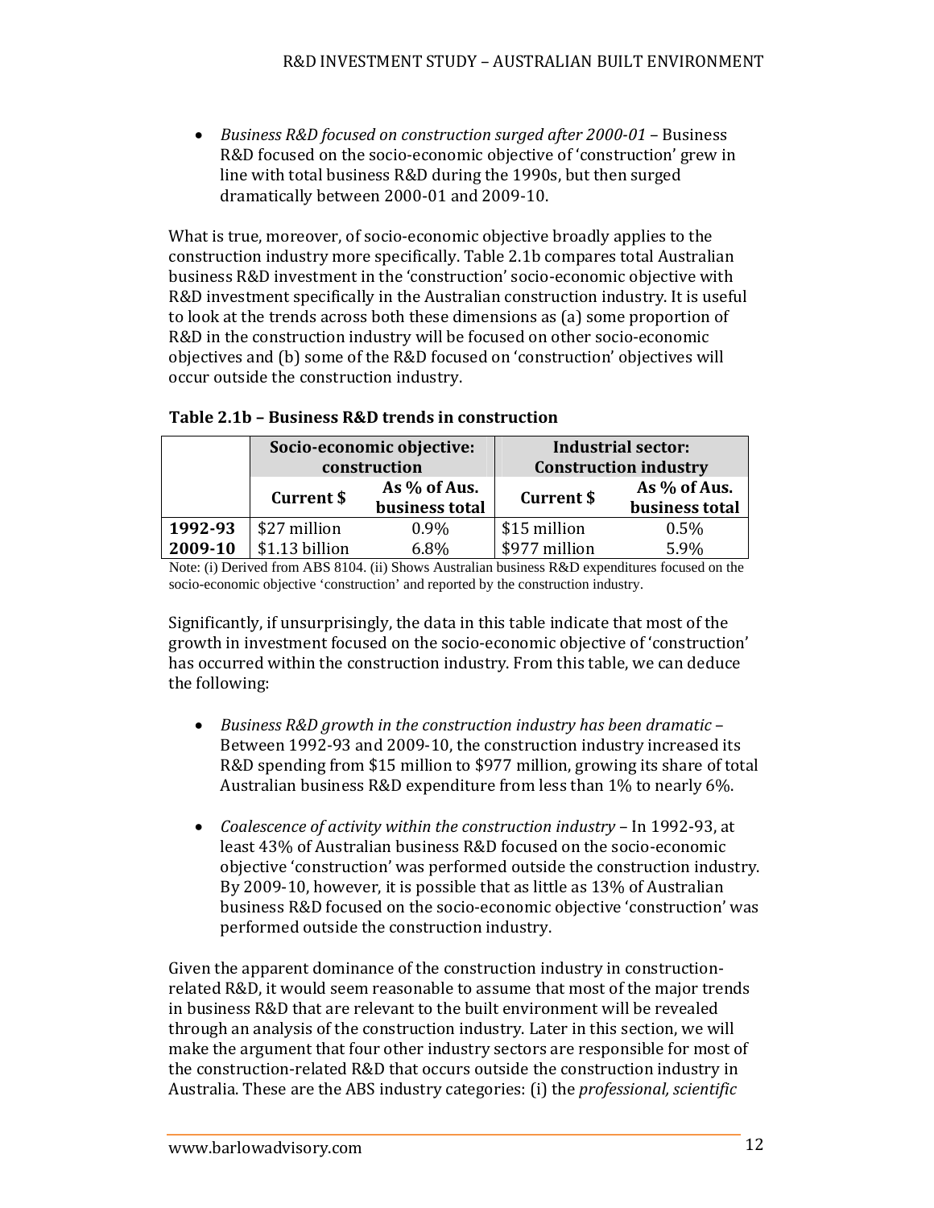- *Business R&D focused on construction surged after 2000-01* – Business R&D focused on the socio-economic objective of 'construction' grew in line with total business R&D during the 1990s, but then surged dramatically between 2000-01 and 2009-10.

What is true, moreover, of socio-economic objective broadly applies to the construction industry more specifically. Table 2.1b compares total Australian business R&D investment in the 'construction' socio-economic objective with R&D investment specifically in the Australian construction industry. It is useful to look at the trends across both these dimensions as (a) some proportion of R&D in the construction industry will be focused on other socio-economic objectives and (b) some of the R&D focused on 'construction' objectives will occur outside the construction industry.

**Table 2.1b – Business R&D trends in construction**

| | Socio-economic objective: construction | | Industrial sector: Construction industry | |
|---|---|---|---|---|
| | **Current $** | **As % of Aus. business total** | **Current $** | **As % of Aus. business total** |
| **1992-93** | $27 million | 0.9% | $15 million | 0.5% |
| **2009-10** | $1.13 billion | 6.8% | $977 million | 5.9% |

Note: (i) Derived from ABS 8104. (ii) Shows Australian business R&D expenditures focused on the socio-economic objective 'construction' and reported by the construction industry.

Significantly, if unsurprisingly, the data in this table indicate that most of the growth in investment focused on the socio-economic objective of 'construction' has occurred within the construction industry. From this table, we can deduce the following:

- *Business R&D growth in the construction industry has been dramatic* – Between 1992-93 and 2009-10, the construction industry increased its R&D spending from $15 million to $977 million, growing its share of total Australian business R&D expenditure from less than 1% to nearly 6%.

- *Coalescence of activity within the construction industry* – In 1992-93, at least 43% of Australian business R&D focused on the socio-economic objective 'construction' was performed outside the construction industry. By 2009-10, however, it is possible that as little as 13% of Australian business R&D focused on the socio-economic objective 'construction' was performed outside the construction industry.

Given the apparent dominance of the construction industry in construction-related R&D, it would seem reasonable to assume that most of the major trends in business R&D that are relevant to the built environment will be revealed through an analysis of the construction industry. Later in this section, we will make the argument that four other industry sectors are responsible for most of the construction-related R&D that occurs outside the construction industry in Australia. These are the ABS industry categories: (i) the *professional, scientific*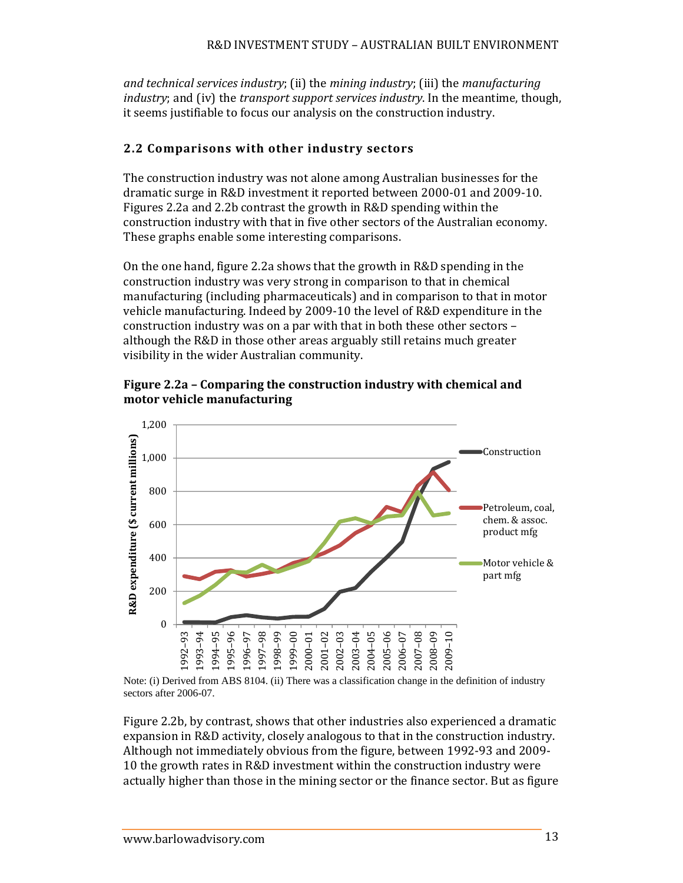*and technical services industry*; (ii) the *mining industry*; (iii) the *manufacturing industry*; and (iv) the *transport support services industry*. In the meantime, though, it seems justifiable to focus our analysis on the construction industry.

## 2.2 Comparisons with other industry sectors

The construction industry was not alone among Australian businesses for the dramatic surge in R&D investment it reported between 2000-01 and 2009-10. Figures 2.2a and 2.2b contrast the growth in R&D spending within the construction industry with that in five other sectors of the Australian economy. These graphs enable some interesting comparisons.

On the one hand, figure 2.2a shows that the growth in R&D spending in the construction industry was very strong in comparison to that in chemical manufacturing (including pharmaceuticals) and in comparison to that in motor vehicle manufacturing. Indeed by 2009-10 the level of R&D expenditure in the construction industry was on a par with that in both these other sectors – although the R&D in those other areas arguably still retains much greater visibility in the wider Australian community.

**Figure 2.2a – Comparing the construction industry with chemical and motor vehicle manufacturing**

Note: (i) Derived from ABS 8104. (ii) There was a classification change in the definition of industry sectors after 2006-07.

Figure 2.2b, by contrast, shows that other industries also experienced a dramatic expansion in R&D activity, closely analogous to that in the construction industry. Although not immediately obvious from the figure, between 1992-93 and 2009-10 the growth rates in R&D investment within the construction industry were actually higher than those in the mining sector or the finance sector. But as figure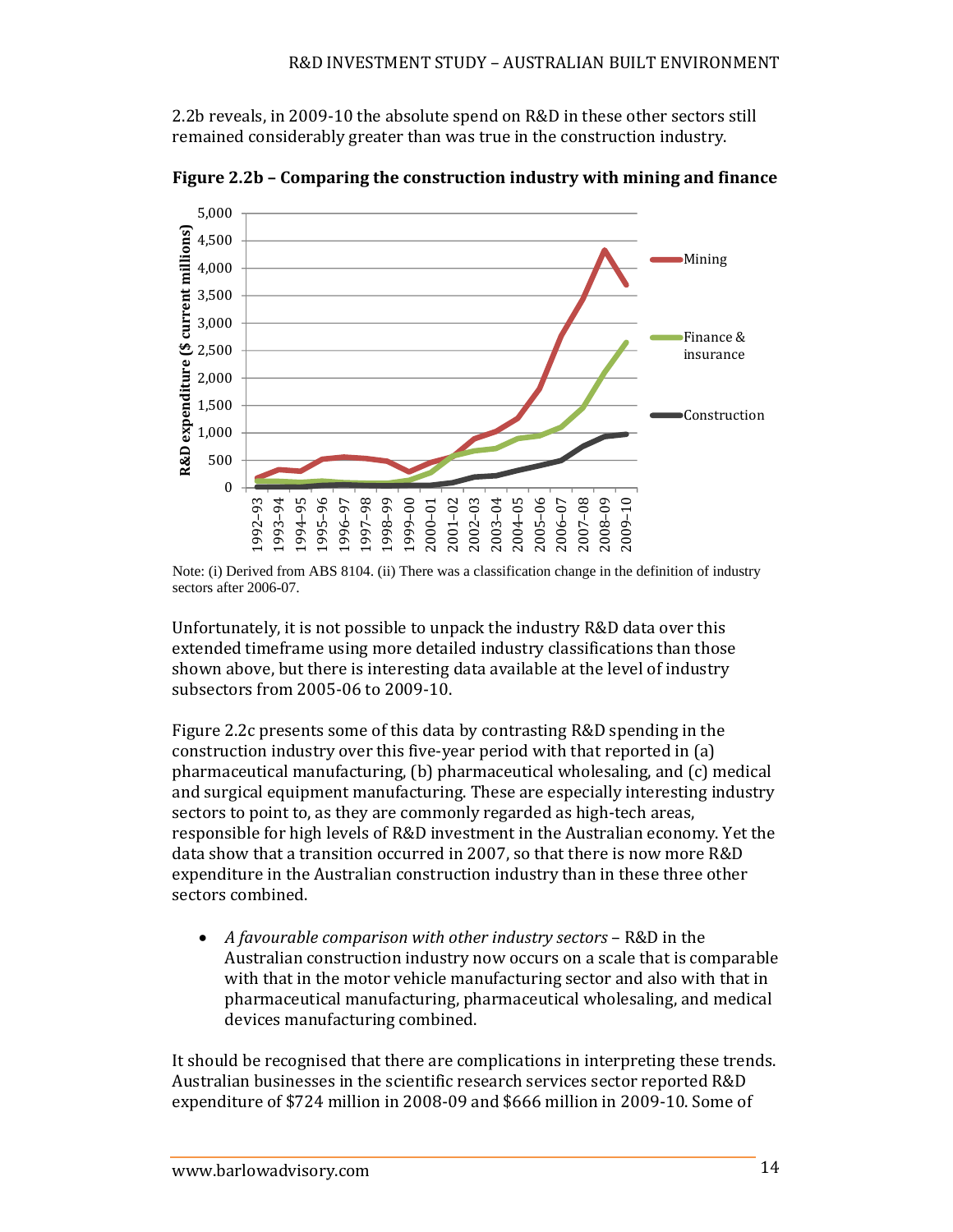2.2b reveals, in 2009-10 the absolute spend on R&D in these other sectors still remained considerably greater than was true in the construction industry.

**Figure 2.2b – Comparing the construction industry with mining and finance**

Note: (i) Derived from ABS 8104. (ii) There was a classification change in the definition of industry sectors after 2006-07.

Unfortunately, it is not possible to unpack the industry R&D data over this extended timeframe using more detailed industry classifications than those shown above, but there is interesting data available at the level of industry subsectors from 2005-06 to 2009-10.

Figure 2.2c presents some of this data by contrasting R&D spending in the construction industry over this five-year period with that reported in (a) pharmaceutical manufacturing, (b) pharmaceutical wholesaling, and (c) medical and surgical equipment manufacturing. These are especially interesting industry sectors to point to, as they are commonly regarded as high-tech areas, responsible for high levels of R&D investment in the Australian economy. Yet the data show that a transition occurred in 2007, so that there is now more R&D expenditure in the Australian construction industry than in these three other sectors combined.

- *A favourable comparison with other industry sectors* – R&D in the Australian construction industry now occurs on a scale that is comparable with that in the motor vehicle manufacturing sector and also with that in pharmaceutical manufacturing, pharmaceutical wholesaling, and medical devices manufacturing combined.

It should be recognised that there are complications in interpreting these trends. Australian businesses in the scientific research services sector reported R&D expenditure of $724 million in 2008-09 and $666 million in 2009-10. Some of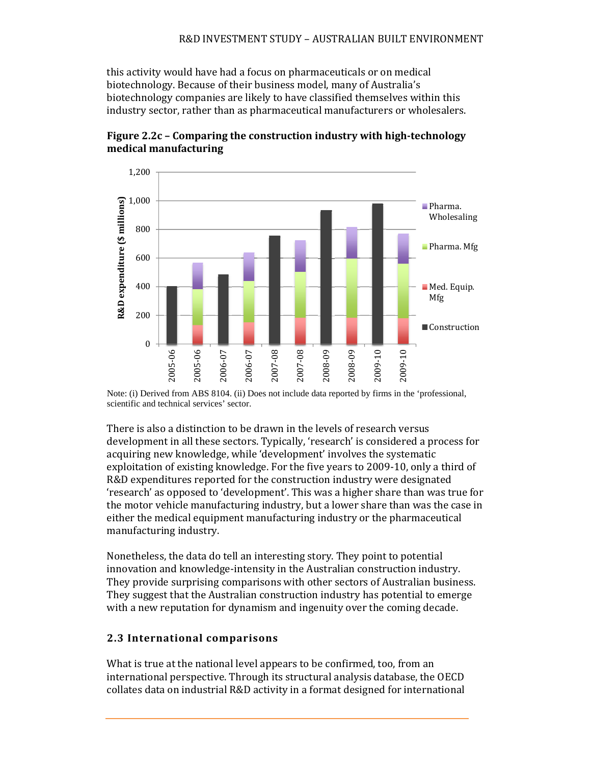this activity would have had a focus on pharmaceuticals or on medical biotechnology. Because of their business model, many of Australia's biotechnology companies are likely to have classified themselves within this industry sector, rather than as pharmaceutical manufacturers or wholesalers.

**Figure 2.2c – Comparing the construction industry with high-technology medical manufacturing**

Note: (i) Derived from ABS 8104. (ii) Does not include data reported by firms in the 'professional, scientific and technical services' sector.

There is also a distinction to be drawn in the levels of research versus development in all these sectors. Typically, 'research' is considered a process for acquiring new knowledge, while 'development' involves the systematic exploitation of existing knowledge. For the five years to 2009-10, only a third of R&D expenditures reported for the construction industry were designated 'research' as opposed to 'development'. This was a higher share than was true for the motor vehicle manufacturing industry, but a lower share than was the case in either the medical equipment manufacturing industry or the pharmaceutical manufacturing industry.

Nonetheless, the data do tell an interesting story. They point to potential innovation and knowledge-intensity in the Australian construction industry. They provide surprising comparisons with other sectors of Australian business. They suggest that the Australian construction industry has potential to emerge with a new reputation for dynamism and ingenuity over the coming decade.

## 2.3 International comparisons

What is true at the national level appears to be confirmed, too, from an international perspective. Through its structural analysis database, the OECD collates data on industrial R&D activity in a format designed for international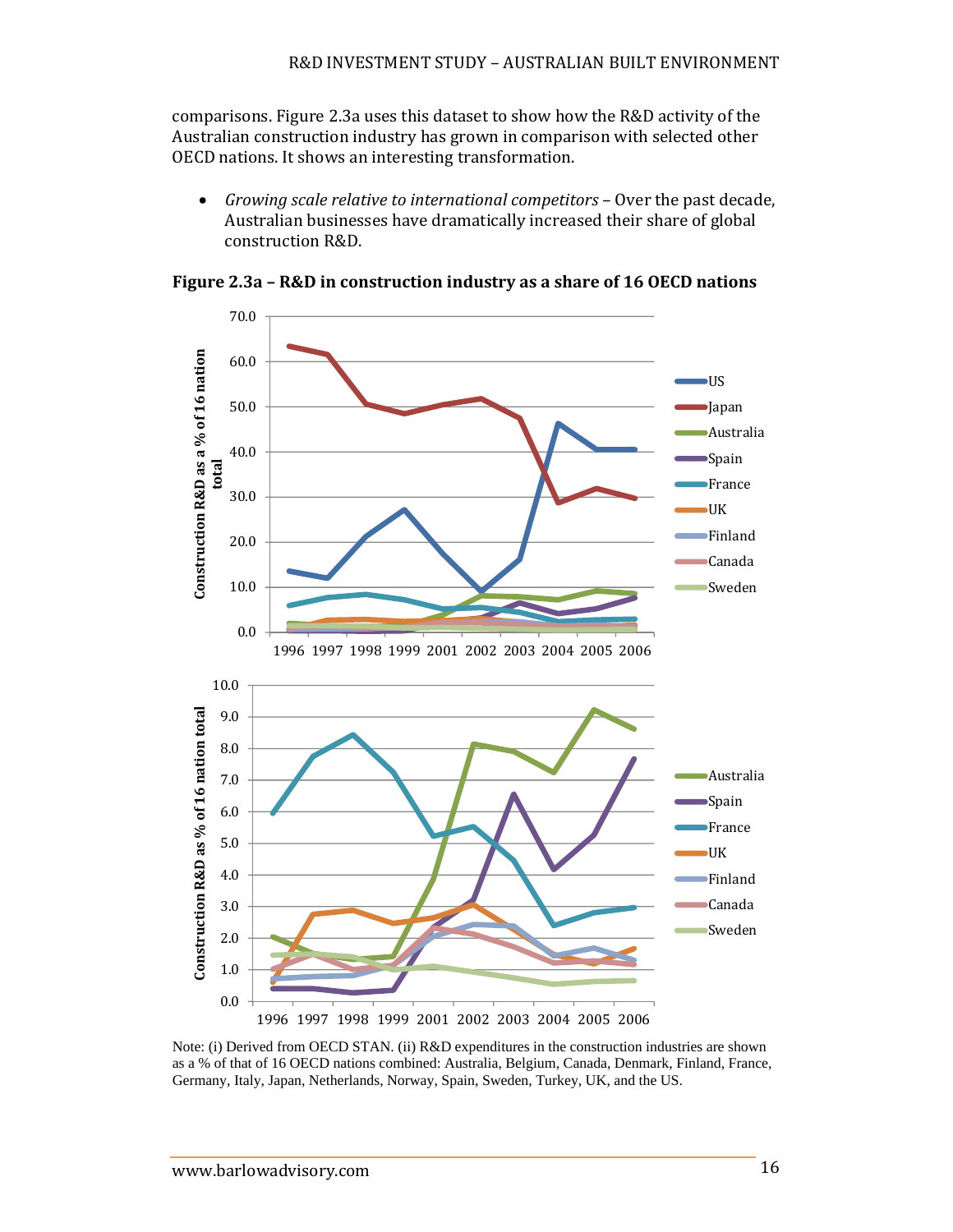comparisons. Figure 2.3a uses this dataset to show how the R&D activity of the Australian construction industry has grown in comparison with selected other OECD nations. It shows an interesting transformation.

- *Growing scale relative to international competitors* – Over the past decade, Australian businesses have dramatically increased their share of global construction R&D.

**Figure 2.3a – R&D in construction industry as a share of 16 OECD nations**

Note: (i) Derived from OECD STAN. (ii) R&D expenditures in the construction industries are shown as a % of that of 16 OECD nations combined: Australia, Belgium, Canada, Denmark, Finland, France, Germany, Italy, Japan, Netherlands, Norway, Spain, Sweden, Turkey, UK, and the US.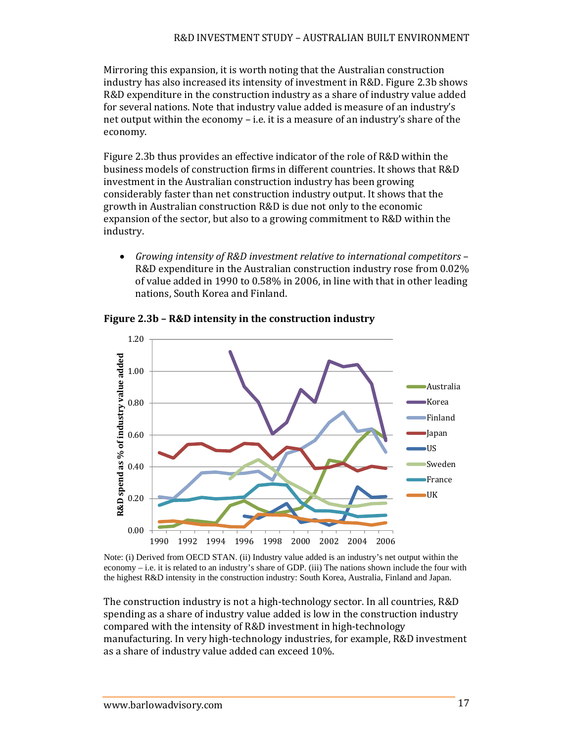Mirroring this expansion, it is worth noting that the Australian construction industry has also increased its intensity of investment in R&D. Figure 2.3b shows R&D expenditure in the construction industry as a share of industry value added for several nations. Note that industry value added is measure of an industry's net output within the economy – i.e. it is a measure of an industry's share of the economy.

Figure 2.3b thus provides an effective indicator of the role of R&D within the business models of construction firms in different countries. It shows that R&D investment in the Australian construction industry has been growing considerably faster than net construction industry output. It shows that the growth in Australian construction R&D is due not only to the economic expansion of the sector, but also to a growing commitment to R&D within the industry.

- *Growing intensity of R&D investment relative to international competitors* – R&D expenditure in the Australian construction industry rose from 0.02% of value added in 1990 to 0.58% in 2006, in line with that in other leading nations, South Korea and Finland.

**Figure 2.3b – R&D intensity in the construction industry**

Note: (i) Derived from OECD STAN. (ii) Industry value added is an industry's net output within the economy – i.e. it is related to an industry's share of GDP. (iii) The nations shown include the four with the highest R&D intensity in the construction industry: South Korea, Australia, Finland and Japan.

The construction industry is not a high-technology sector. In all countries, R&D spending as a share of industry value added is low in the construction industry compared with the intensity of R&D investment in high-technology manufacturing. In very high-technology industries, for example, R&D investment as a share of industry value added can exceed 10%.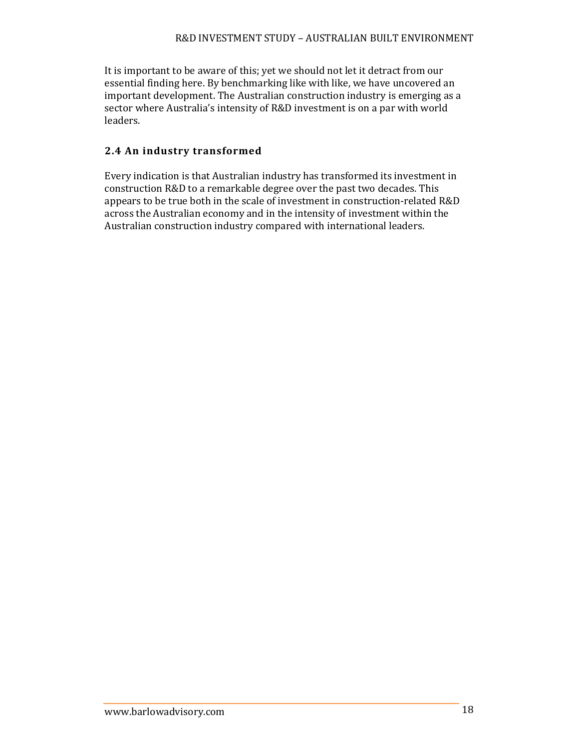It is important to be aware of this; yet we should not let it detract from our essential finding here. By benchmarking like with like, we have uncovered an important development. The Australian construction industry is emerging as a sector where Australia's intensity of R&D investment is on a par with world leaders.

### 2.4 An industry transformed

Every indication is that Australian industry has transformed its investment in construction R&D to a remarkable degree over the past two decades. This appears to be true both in the scale of investment in construction-related R&D across the Australian economy and in the intensity of investment within the Australian construction industry compared with international leaders.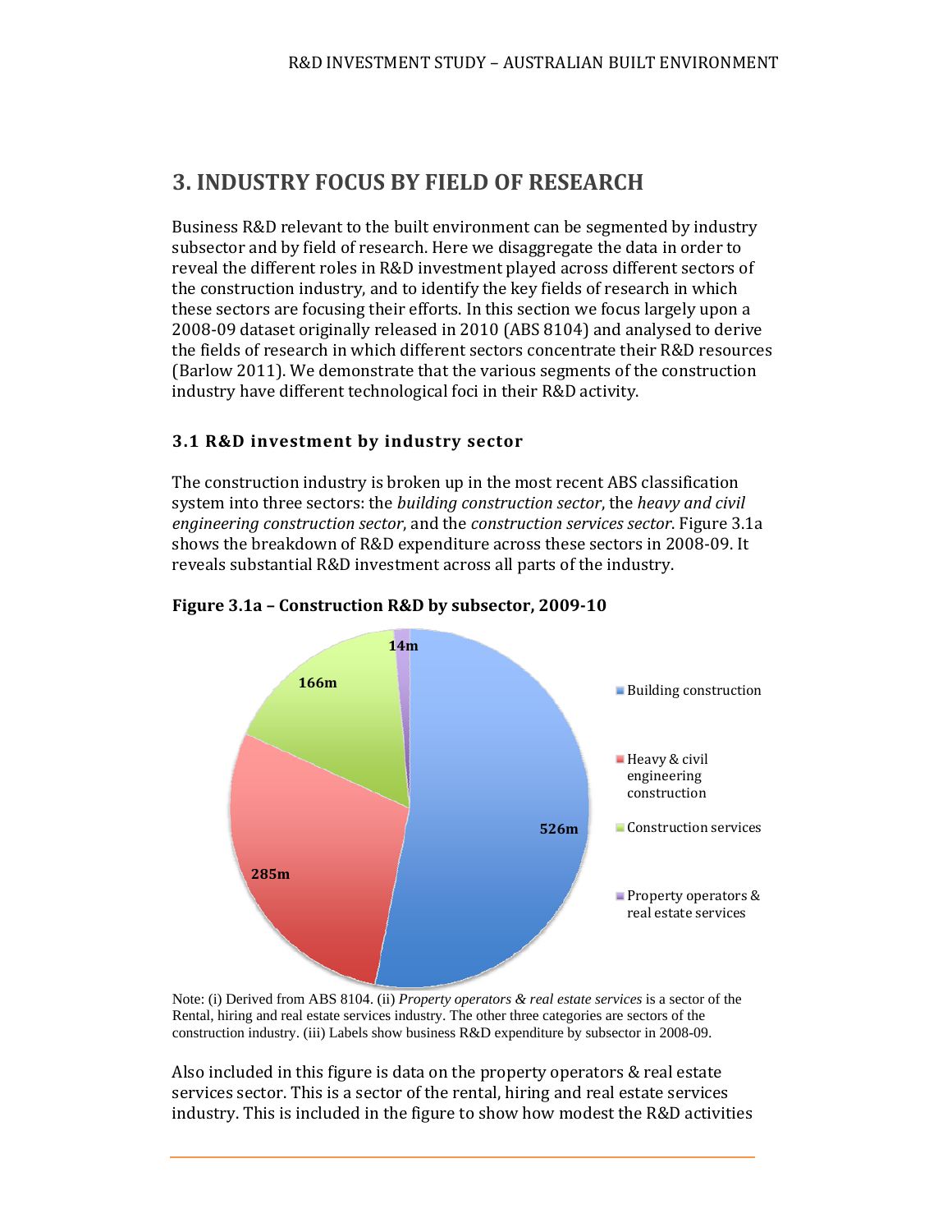# 3. INDUSTRY FOCUS BY FIELD OF RESEARCH

Business R&D relevant to the built environment can be segmented by industry subsector and by field of research. Here we disaggregate the data in order to reveal the different roles in R&D investment played across different sectors of the construction industry, and to identify the key fields of research in which these sectors are focusing their efforts. In this section we focus largely upon a 2008-09 dataset originally released in 2010 (ABS 8104) and analysed to derive the fields of research in which different sectors concentrate their R&D resources (Barlow 2011). We demonstrate that the various segments of the construction industry have different technological foci in their R&D activity.

## 3.1 R&D investment by industry sector

The construction industry is broken up in the most recent ABS classification system into three sectors: the *building construction sector*, the *heavy and civil engineering construction sector*, and the *construction services sector*. Figure 3.1a shows the breakdown of R&D expenditure across these sectors in 2008-09. It reveals substantial R&D investment across all parts of the industry.

**Figure 3.1a – Construction R&D by subsector, 2009-10**

| Subsector | R&D expenditure |
|---|---|
| Building construction | 526m |
| Heavy & civil engineering construction | 285m |
| Construction services | 166m |
| Property operators & real estate services | 14m |

Note: (i) Derived from ABS 8104. (ii) *Property operators & real estate services* is a sector of the Rental, hiring and real estate services industry. The other three categories are sectors of the construction industry. (iii) Labels show business R&D expenditure by subsector in 2008-09.

Also included in this figure is data on the property operators & real estate services sector. This is a sector of the rental, hiring and real estate services industry. This is included in the figure to show how modest the R&D activities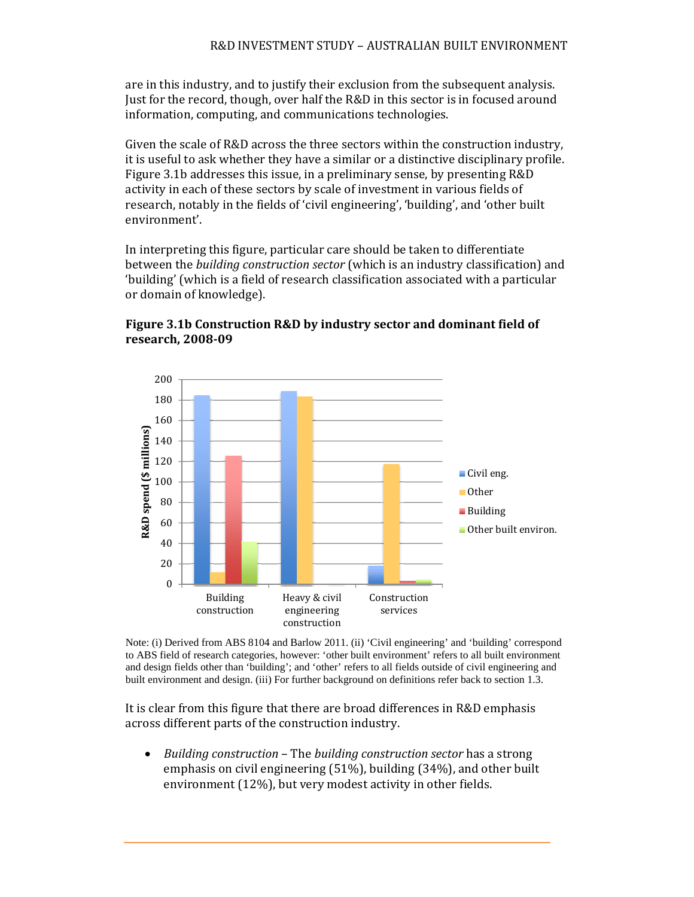are in this industry, and to justify their exclusion from the subsequent analysis. Just for the record, though, over half the R&D in this sector is in focused around information, computing, and communications technologies.

Given the scale of R&D across the three sectors within the construction industry, it is useful to ask whether they have a similar or a distinctive disciplinary profile. Figure 3.1b addresses this issue, in a preliminary sense, by presenting R&D activity in each of these sectors by scale of investment in various fields of research, notably in the fields of 'civil engineering', 'building', and 'other built environment'.

In interpreting this figure, particular care should be taken to differentiate between the *building construction sector* (which is an industry classification) and 'building' (which is a field of research classification associated with a particular or domain of knowledge).

**Figure 3.1b Construction R&D by industry sector and dominant field of research, 2008-09**

Note: (i) Derived from ABS 8104 and Barlow 2011. (ii) 'Civil engineering' and 'building' correspond to ABS field of research categories, however: 'other built environment' refers to all built environment and design fields other than 'building'; and 'other' refers to all fields outside of civil engineering and built environment and design. (iii) For further background on definitions refer back to section 1.3.

It is clear from this figure that there are broad differences in R&D emphasis across different parts of the construction industry.

- *Building construction* – The *building construction sector* has a strong emphasis on civil engineering (51%), building (34%), and other built environment (12%), but very modest activity in other fields.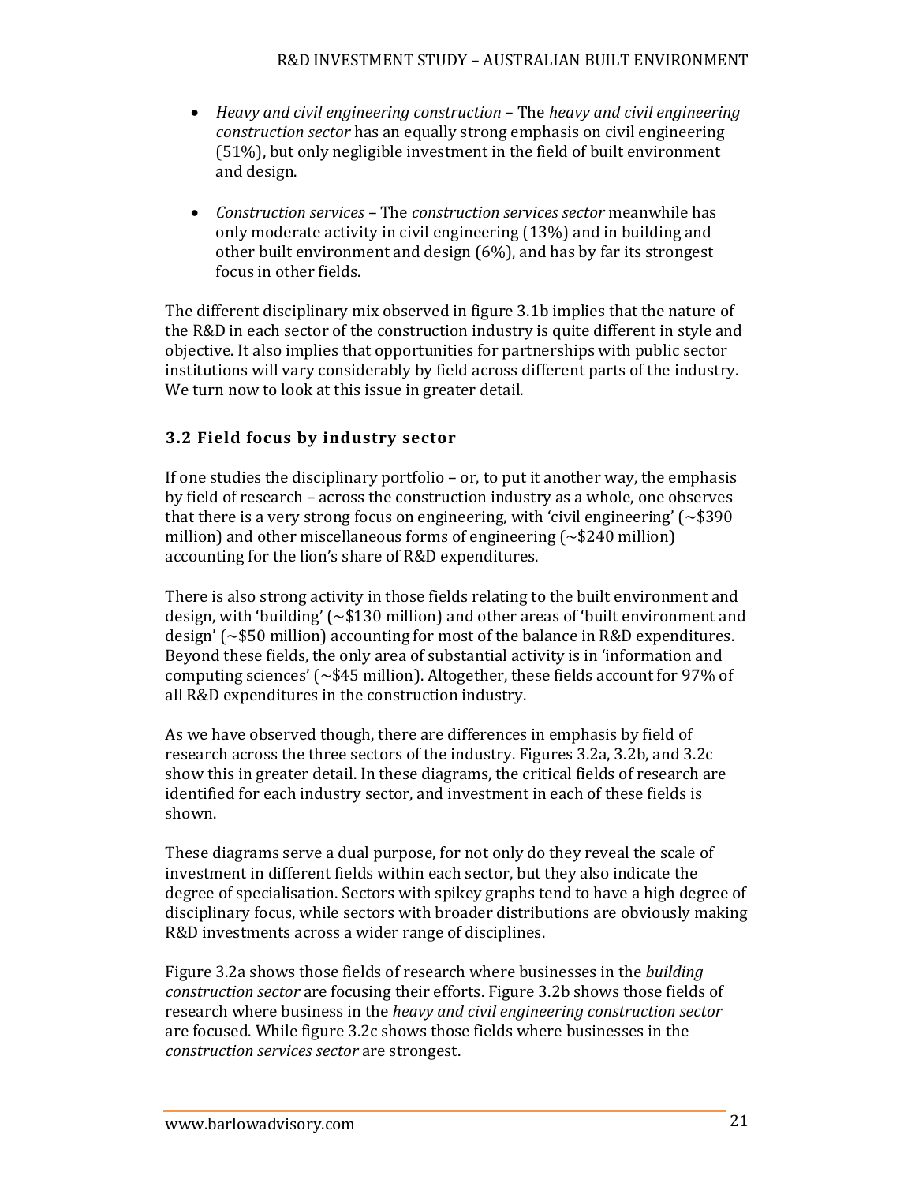- *Heavy and civil engineering construction* – The *heavy and civil engineering construction sector* has an equally strong emphasis on civil engineering (51%), but only negligible investment in the field of built environment and design.

- *Construction services* – The *construction services sector* meanwhile has only moderate activity in civil engineering (13%) and in building and other built environment and design (6%), and has by far its strongest focus in other fields.

The different disciplinary mix observed in figure 3.1b implies that the nature of the R&D in each sector of the construction industry is quite different in style and objective. It also implies that opportunities for partnerships with public sector institutions will vary considerably by field across different parts of the industry. We turn now to look at this issue in greater detail.

### 3.2 Field focus by industry sector

If one studies the disciplinary portfolio – or, to put it another way, the emphasis by field of research – across the construction industry as a whole, one observes that there is a very strong focus on engineering, with 'civil engineering' (~$390 million) and other miscellaneous forms of engineering (~$240 million) accounting for the lion's share of R&D expenditures.

There is also strong activity in those fields relating to the built environment and design, with 'building' (~$130 million) and other areas of 'built environment and design' (~$50 million) accounting for most of the balance in R&D expenditures. Beyond these fields, the only area of substantial activity is in 'information and computing sciences' (~$45 million). Altogether, these fields account for 97% of all R&D expenditures in the construction industry.

As we have observed though, there are differences in emphasis by field of research across the three sectors of the industry. Figures 3.2a, 3.2b, and 3.2c show this in greater detail. In these diagrams, the critical fields of research are identified for each industry sector, and investment in each of these fields is shown.

These diagrams serve a dual purpose, for not only do they reveal the scale of investment in different fields within each sector, but they also indicate the degree of specialisation. Sectors with spikey graphs tend to have a high degree of disciplinary focus, while sectors with broader distributions are obviously making R&D investments across a wider range of disciplines.

Figure 3.2a shows those fields of research where businesses in the *building construction sector* are focusing their efforts. Figure 3.2b shows those fields of research where business in the *heavy and civil engineering construction sector* are focused. While figure 3.2c shows those fields where businesses in the *construction services sector* are strongest.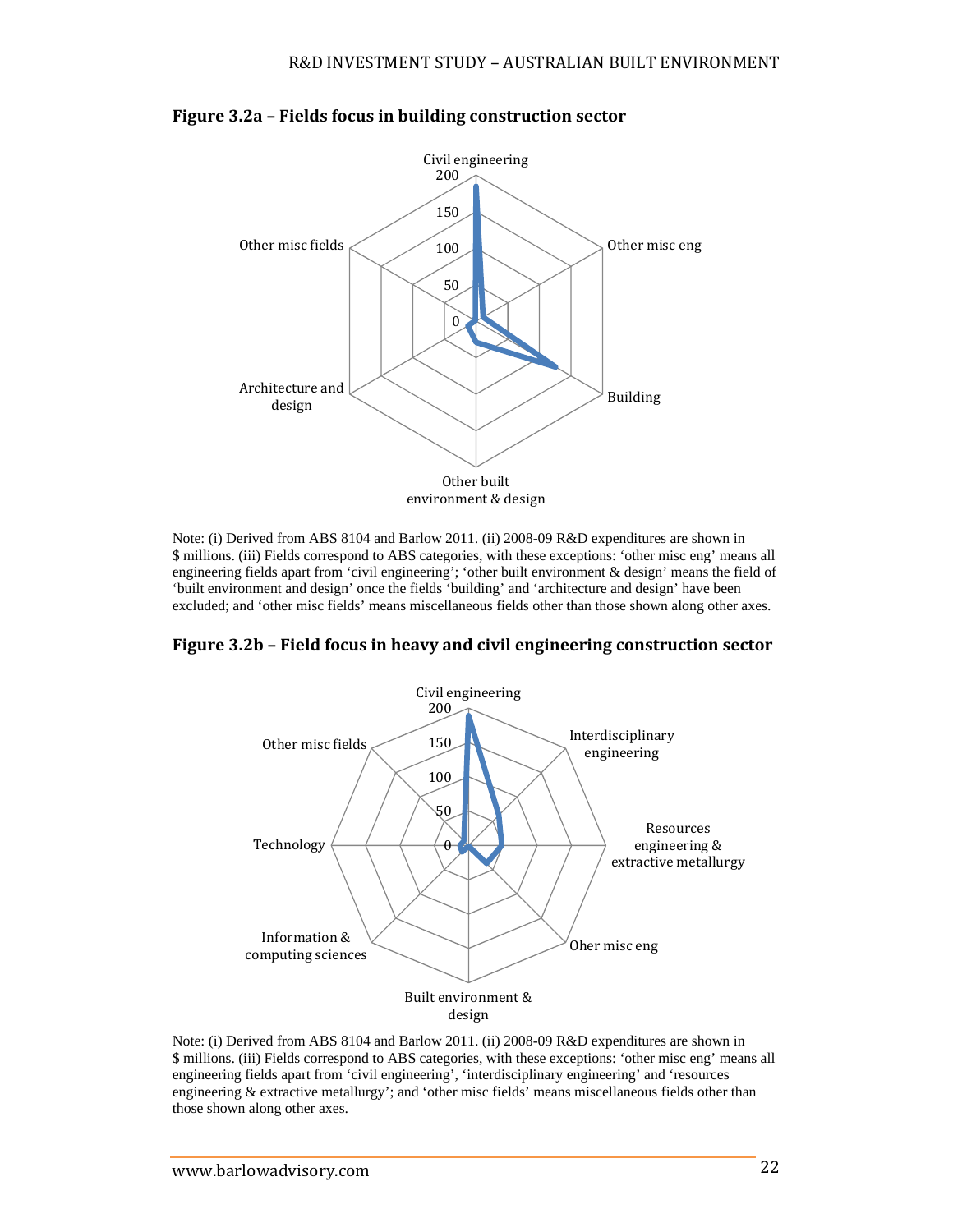**Figure 3.2a – Fields focus in building construction sector**

Note: (i) Derived from ABS 8104 and Barlow 2011. (ii) 2008-09 R&D expenditures are shown in $ millions. (iii) Fields correspond to ABS categories, with these exceptions: 'other misc eng' means all engineering fields apart from 'civil engineering'; 'other built environment & design' means the field of 'built environment and design' once the fields 'building' and 'architecture and design' have been excluded; and 'other misc fields' means miscellaneous fields other than those shown along other axes.

**Figure 3.2b – Field focus in heavy and civil engineering construction sector**

Note: (i) Derived from ABS 8104 and Barlow 2011. (ii) 2008-09 R&D expenditures are shown in $ millions. (iii) Fields correspond to ABS categories, with these exceptions: 'other misc eng' means all engineering fields apart from 'civil engineering', 'interdisciplinary engineering' and 'resources engineering & extractive metallurgy'; and 'other misc fields' means miscellaneous fields other than those shown along other axes.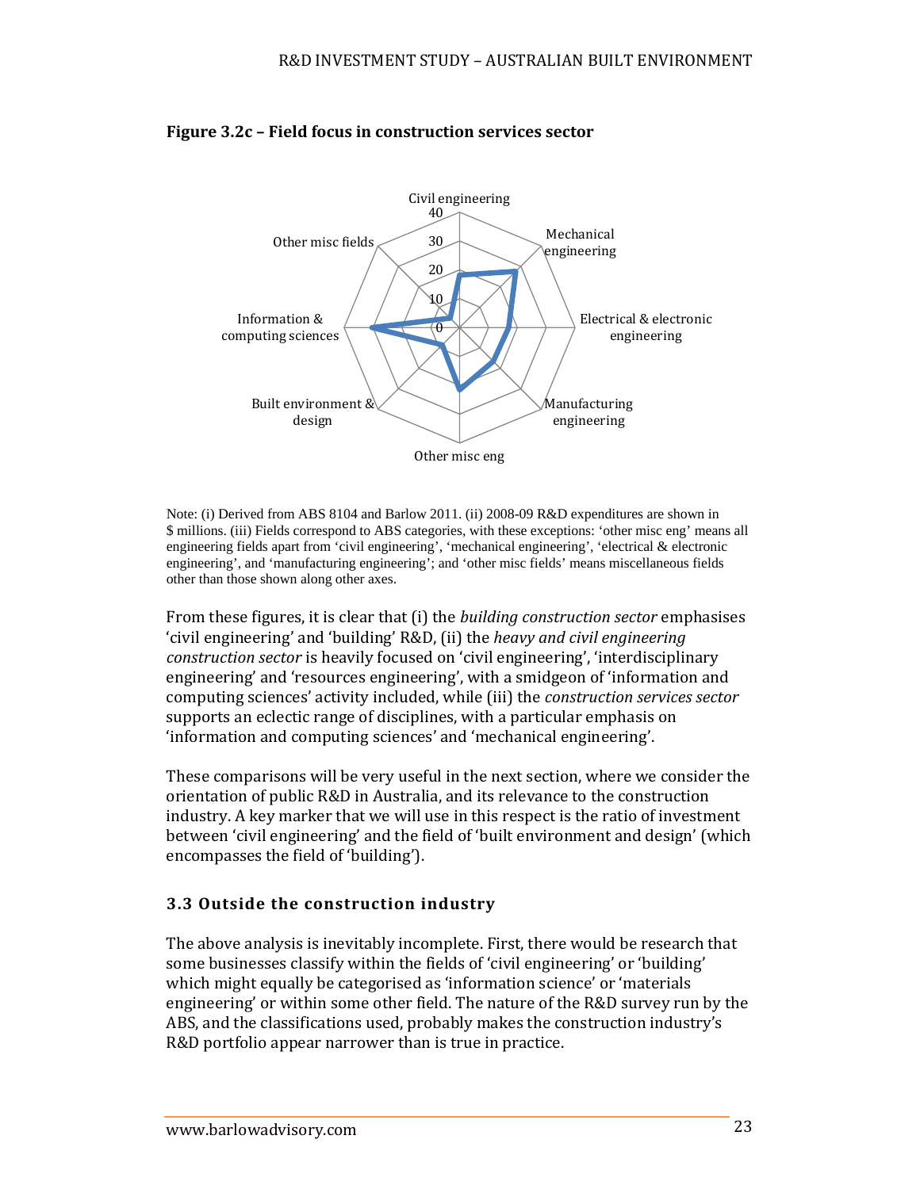**Figure 3.2c – Field focus in construction services sector**

Note: (i) Derived from ABS 8104 and Barlow 2011. (ii) 2008-09 R&D expenditures are shown in $ millions. (iii) Fields correspond to ABS categories, with these exceptions: 'other misc eng' means all engineering fields apart from 'civil engineering', 'mechanical engineering', 'electrical & electronic engineering', and 'manufacturing engineering'; and 'other misc fields' means miscellaneous fields other than those shown along other axes.

From these figures, it is clear that (i) the *building construction sector* emphasises 'civil engineering' and 'building' R&D, (ii) the *heavy and civil engineering construction sector* is heavily focused on 'civil engineering', 'interdisciplinary engineering' and 'resources engineering', with a smidgeon of 'information and computing sciences' activity included, while (iii) the *construction services sector* supports an eclectic range of disciplines, with a particular emphasis on 'information and computing sciences' and 'mechanical engineering'.

These comparisons will be very useful in the next section, where we consider the orientation of public R&D in Australia, and its relevance to the construction industry. A key marker that we will use in this respect is the ratio of investment between 'civil engineering' and the field of 'built environment and design' (which encompasses the field of 'building').

### 3.3 Outside the construction industry

The above analysis is inevitably incomplete. First, there would be research that some businesses classify within the fields of 'civil engineering' or 'building' which might equally be categorised as 'information science' or 'materials engineering' or within some other field. The nature of the R&D survey run by the ABS, and the classifications used, probably makes the construction industry's R&D portfolio appear narrower than is true in practice.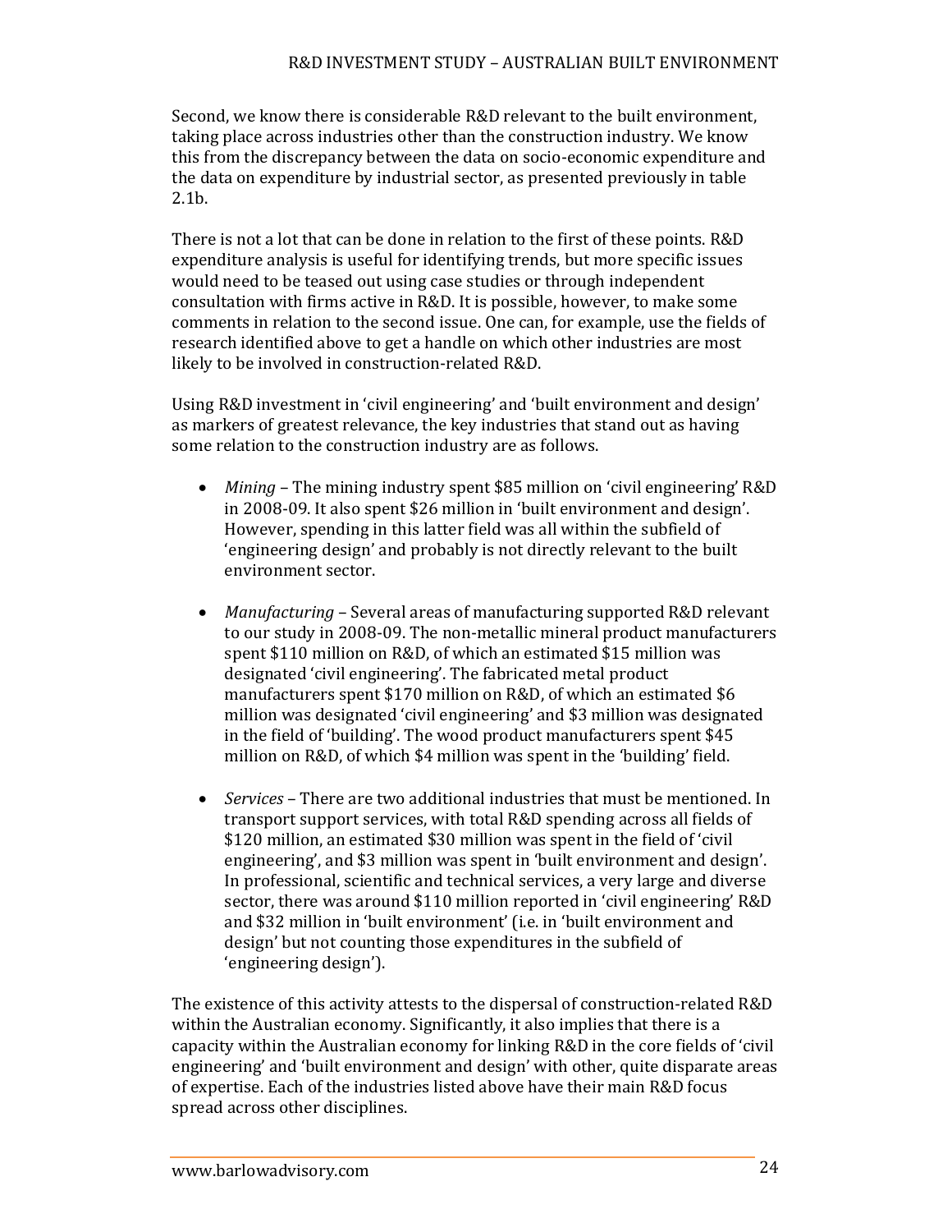Second, we know there is considerable R&D relevant to the built environment, taking place across industries other than the construction industry. We know this from the discrepancy between the data on socio-economic expenditure and the data on expenditure by industrial sector, as presented previously in table 2.1b.

There is not a lot that can be done in relation to the first of these points. R&D expenditure analysis is useful for identifying trends, but more specific issues would need to be teased out using case studies or through independent consultation with firms active in R&D. It is possible, however, to make some comments in relation to the second issue. One can, for example, use the fields of research identified above to get a handle on which other industries are most likely to be involved in construction-related R&D.

Using R&D investment in 'civil engineering' and 'built environment and design' as markers of greatest relevance, the key industries that stand out as having some relation to the construction industry are as follows.

- *Mining* – The mining industry spent $85 million on 'civil engineering' R&D in 2008-09. It also spent $26 million in 'built environment and design'. However, spending in this latter field was all within the subfield of 'engineering design' and probably is not directly relevant to the built environment sector.

- *Manufacturing* – Several areas of manufacturing supported R&D relevant to our study in 2008-09. The non-metallic mineral product manufacturers spent $110 million on R&D, of which an estimated $15 million was designated 'civil engineering'. The fabricated metal product manufacturers spent $170 million on R&D, of which an estimated $6 million was designated 'civil engineering' and $3 million was designated in the field of 'building'. The wood product manufacturers spent $45 million on R&D, of which $4 million was spent in the 'building' field.

- *Services* – There are two additional industries that must be mentioned. In transport support services, with total R&D spending across all fields of $120 million, an estimated $30 million was spent in the field of 'civil engineering', and $3 million was spent in 'built environment and design'. In professional, scientific and technical services, a very large and diverse sector, there was around $110 million reported in 'civil engineering' R&D and $32 million in 'built environment' (i.e. in 'built environment and design' but not counting those expenditures in the subfield of 'engineering design').

The existence of this activity attests to the dispersal of construction-related R&D within the Australian economy. Significantly, it also implies that there is a capacity within the Australian economy for linking R&D in the core fields of 'civil engineering' and 'built environment and design' with other, quite disparate areas of expertise. Each of the industries listed above have their main R&D focus spread across other disciplines.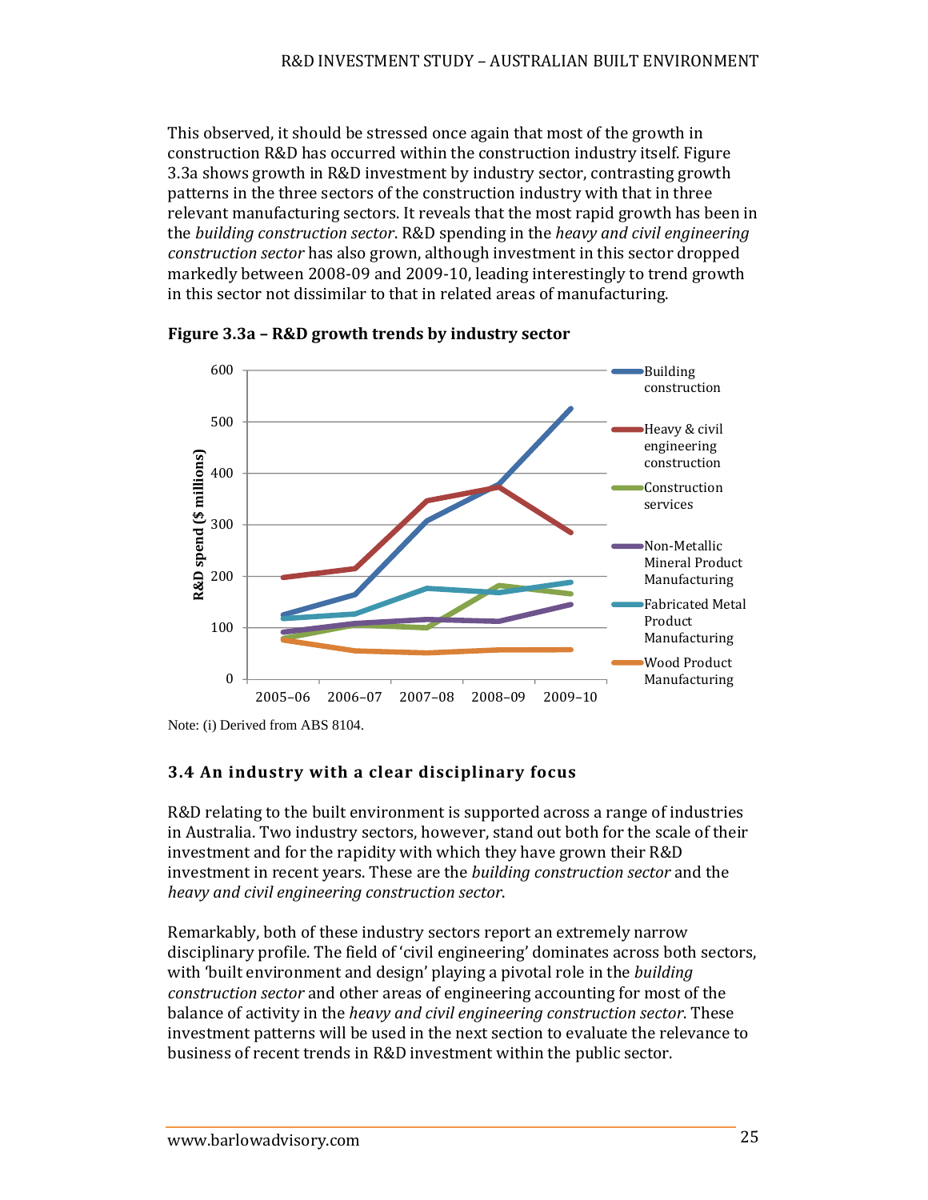This observed, it should be stressed once again that most of the growth in construction R&D has occurred within the construction industry itself. Figure 3.3a shows growth in R&D investment by industry sector, contrasting growth patterns in the three sectors of the construction industry with that in three relevant manufacturing sectors. It reveals that the most rapid growth has been in the *building construction sector*. R&D spending in the *heavy and civil engineering construction sector* has also grown, although investment in this sector dropped markedly between 2008-09 and 2009-10, leading interestingly to trend growth in this sector not dissimilar to that in related areas of manufacturing.

**Figure 3.3a – R&D growth trends by industry sector**

Note: (i) Derived from ABS 8104.

### 3.4 An industry with a clear disciplinary focus

R&D relating to the built environment is supported across a range of industries in Australia. Two industry sectors, however, stand out both for the scale of their investment and for the rapidity with which they have grown their R&D investment in recent years. These are the *building construction sector* and the *heavy and civil engineering construction sector*.

Remarkably, both of these industry sectors report an extremely narrow disciplinary profile. The field of 'civil engineering' dominates across both sectors, with 'built environment and design' playing a pivotal role in the *building construction sector* and other areas of engineering accounting for most of the balance of activity in the *heavy and civil engineering construction sector*. These investment patterns will be used in the next section to evaluate the relevance to business of recent trends in R&D investment within the public sector.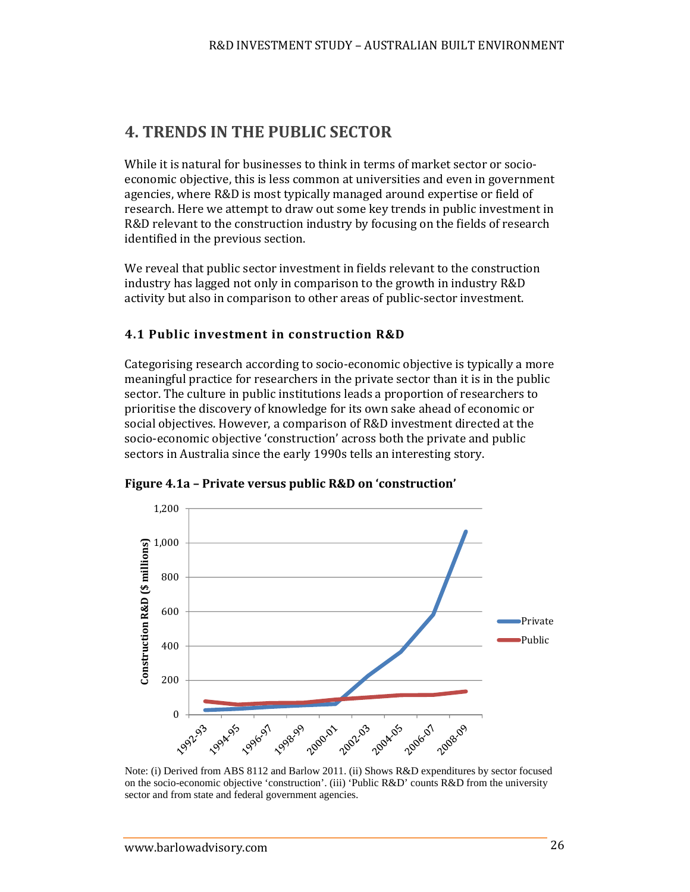# 4. TRENDS IN THE PUBLIC SECTOR

While it is natural for businesses to think in terms of market sector or socio-economic objective, this is less common at universities and even in government agencies, where R&D is most typically managed around expertise or field of research. Here we attempt to draw out some key trends in public investment in R&D relevant to the construction industry by focusing on the fields of research identified in the previous section.

We reveal that public sector investment in fields relevant to the construction industry has lagged not only in comparison to the growth in industry R&D activity but also in comparison to other areas of public-sector investment.

## 4.1 Public investment in construction R&D

Categorising research according to socio-economic objective is typically a more meaningful practice for researchers in the private sector than it is in the public sector. The culture in public institutions leads a proportion of researchers to prioritise the discovery of knowledge for its own sake ahead of economic or social objectives. However, a comparison of R&D investment directed at the socio-economic objective 'construction' across both the private and public sectors in Australia since the early 1990s tells an interesting story.

**Figure 4.1a – Private versus public R&D on 'construction'**

Note: (i) Derived from ABS 8112 and Barlow 2011. (ii) Shows R&D expenditures by sector focused on the socio-economic objective 'construction'. (iii) 'Public R&D' counts R&D from the university sector and from state and federal government agencies.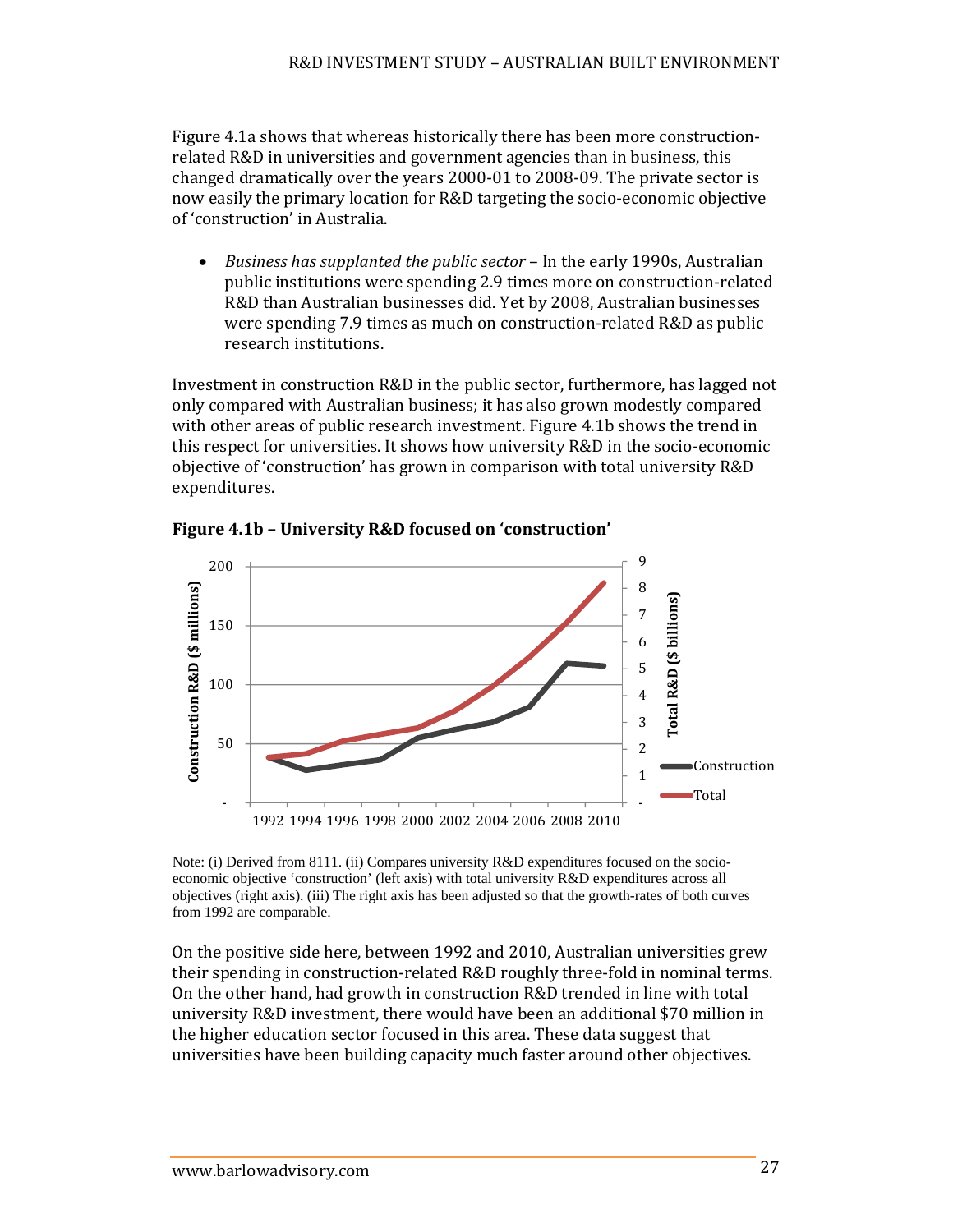Figure 4.1a shows that whereas historically there has been more construction-related R&D in universities and government agencies than in business, this changed dramatically over the years 2000-01 to 2008-09. The private sector is now easily the primary location for R&D targeting the socio-economic objective of 'construction' in Australia.

- *Business has supplanted the public sector* – In the early 1990s, Australian public institutions were spending 2.9 times more on construction-related R&D than Australian businesses did. Yet by 2008, Australian businesses were spending 7.9 times as much on construction-related R&D as public research institutions.

Investment in construction R&D in the public sector, furthermore, has lagged not only compared with Australian business; it has also grown modestly compared with other areas of public research investment. Figure 4.1b shows the trend in this respect for universities. It shows how university R&D in the socio-economic objective of 'construction' has grown in comparison with total university R&D expenditures.

**Figure 4.1b – University R&D focused on 'construction'**

Note: (i) Derived from 8111. (ii) Compares university R&D expenditures focused on the socio-economic objective 'construction' (left axis) with total university R&D expenditures across all objectives (right axis). (iii) The right axis has been adjusted so that the growth-rates of both curves from 1992 are comparable.

On the positive side here, between 1992 and 2010, Australian universities grew their spending in construction-related R&D roughly three-fold in nominal terms. On the other hand, had growth in construction R&D trended in line with total university R&D investment, there would have been an additional $70 million in the higher education sector focused in this area. These data suggest that universities have been building capacity much faster around other objectives.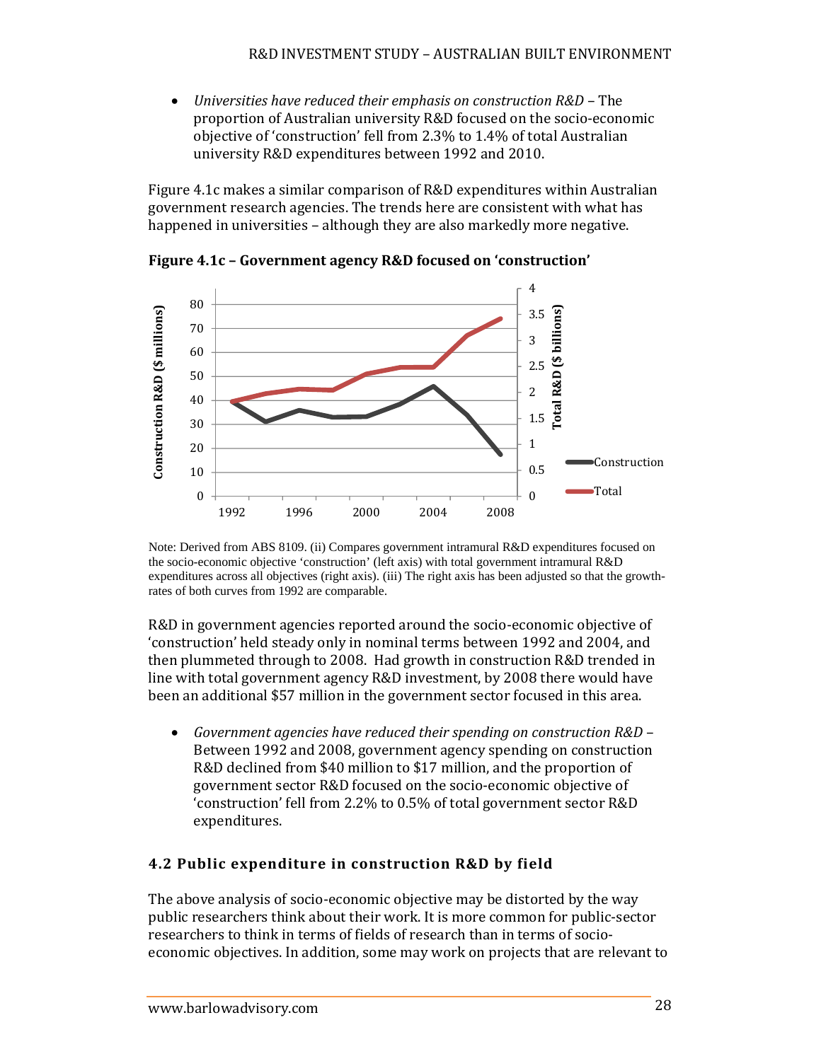- *Universities have reduced their emphasis on construction R&D* – The proportion of Australian university R&D focused on the socio-economic objective of 'construction' fell from 2.3% to 1.4% of total Australian university R&D expenditures between 1992 and 2010.

Figure 4.1c makes a similar comparison of R&D expenditures within Australian government research agencies. The trends here are consistent with what has happened in universities – although they are also markedly more negative.

**Figure 4.1c – Government agency R&D focused on 'construction'**

Note: Derived from ABS 8109. (ii) Compares government intramural R&D expenditures focused on the socio-economic objective 'construction' (left axis) with total government intramural R&D expenditures across all objectives (right axis). (iii) The right axis has been adjusted so that the growth-rates of both curves from 1992 are comparable.

R&D in government agencies reported around the socio-economic objective of 'construction' held steady only in nominal terms between 1992 and 2004, and then plummeted through to 2008. Had growth in construction R&D trended in line with total government agency R&D investment, by 2008 there would have been an additional $57 million in the government sector focused in this area.

- *Government agencies have reduced their spending on construction R&D* – Between 1992 and 2008, government agency spending on construction R&D declined from $40 million to $17 million, and the proportion of government sector R&D focused on the socio-economic objective of 'construction' fell from 2.2% to 0.5% of total government sector R&D expenditures.

## 4.2 Public expenditure in construction R&D by field

The above analysis of socio-economic objective may be distorted by the way public researchers think about their work. It is more common for public-sector researchers to think in terms of fields of research than in terms of socio-economic objectives. In addition, some may work on projects that are relevant to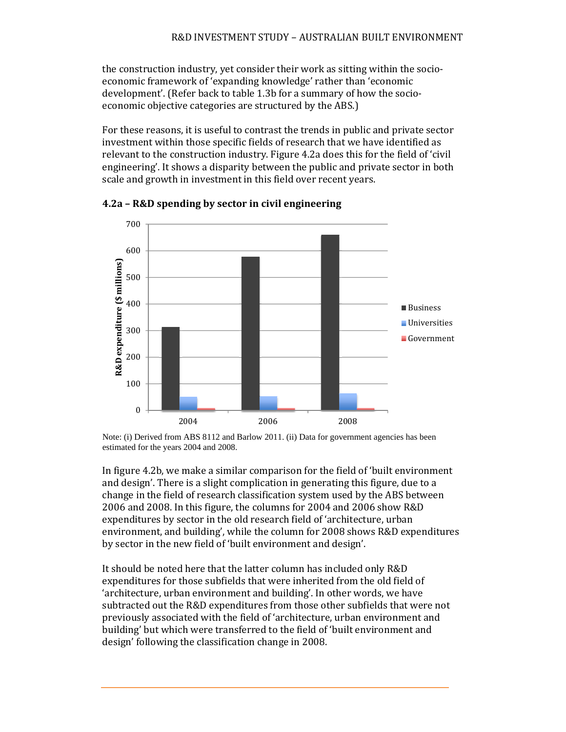the construction industry, yet consider their work as sitting within the socio-economic framework of 'expanding knowledge' rather than 'economic development'. (Refer back to table 1.3b for a summary of how the socio-economic objective categories are structured by the ABS.)

For these reasons, it is useful to contrast the trends in public and private sector investment within those specific fields of research that we have identified as relevant to the construction industry. Figure 4.2a does this for the field of 'civil engineering'. It shows a disparity between the public and private sector in both scale and growth in investment in this field over recent years.

**4.2a – R&D spending by sector in civil engineering**

Note: (i) Derived from ABS 8112 and Barlow 2011. (ii) Data for government agencies has been estimated for the years 2004 and 2008.

In figure 4.2b, we make a similar comparison for the field of 'built environment and design'. There is a slight complication in generating this figure, due to a change in the field of research classification system used by the ABS between 2006 and 2008. In this figure, the columns for 2004 and 2006 show R&D expenditures by sector in the old research field of 'architecture, urban environment, and building', while the column for 2008 shows R&D expenditures by sector in the new field of 'built environment and design'.

It should be noted here that the latter column has included only R&D expenditures for those subfields that were inherited from the old field of 'architecture, urban environment and building'. In other words, we have subtracted out the R&D expenditures from those other subfields that were not previously associated with the field of 'architecture, urban environment and building' but which were transferred to the field of 'built environment and design' following the classification change in 2008.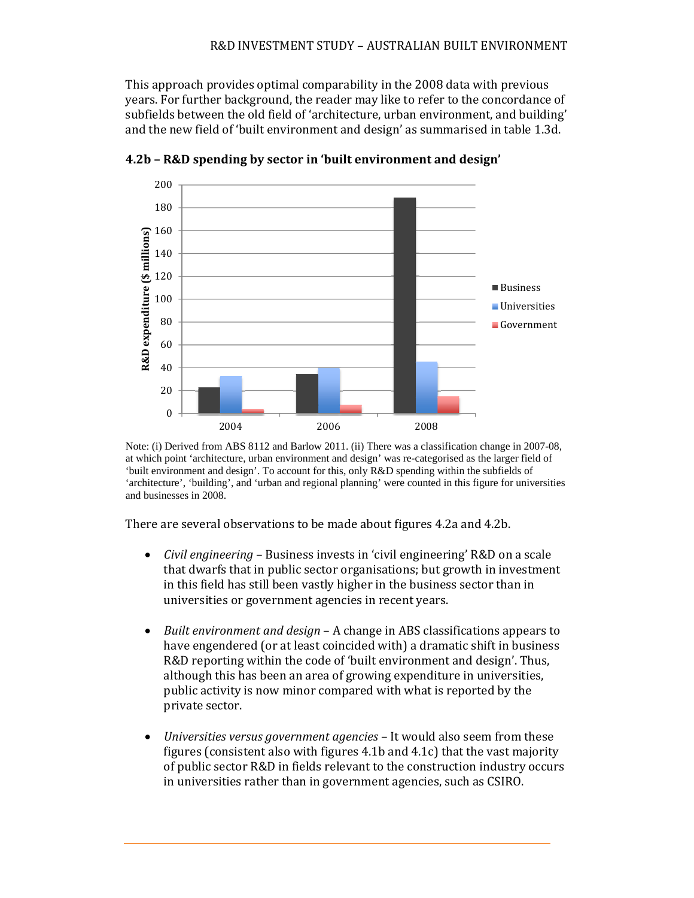This approach provides optimal comparability in the 2008 data with previous years. For further background, the reader may like to refer to the concordance of subfields between the old field of 'architecture, urban environment, and building' and the new field of 'built environment and design' as summarised in table 1.3d.

**4.2b – R&D spending by sector in 'built environment and design'**

Note: (i) Derived from ABS 8112 and Barlow 2011. (ii) There was a classification change in 2007-08, at which point 'architecture, urban environment and design' was re-categorised as the larger field of 'built environment and design'. To account for this, only R&D spending within the subfields of 'architecture', 'building', and 'urban and regional planning' were counted in this figure for universities and businesses in 2008.

There are several observations to be made about figures 4.2a and 4.2b.

- *Civil engineering* – Business invests in 'civil engineering' R&D on a scale that dwarfs that in public sector organisations; but growth in investment in this field has still been vastly higher in the business sector than in universities or government agencies in recent years.

- *Built environment and design* – A change in ABS classifications appears to have engendered (or at least coincided with) a dramatic shift in business R&D reporting within the code of 'built environment and design'. Thus, although this has been an area of growing expenditure in universities, public activity is now minor compared with what is reported by the private sector.

- *Universities versus government agencies* – It would also seem from these figures (consistent also with figures 4.1b and 4.1c) that the vast majority of public sector R&D in fields relevant to the construction industry occurs in universities rather than in government agencies, such as CSIRO.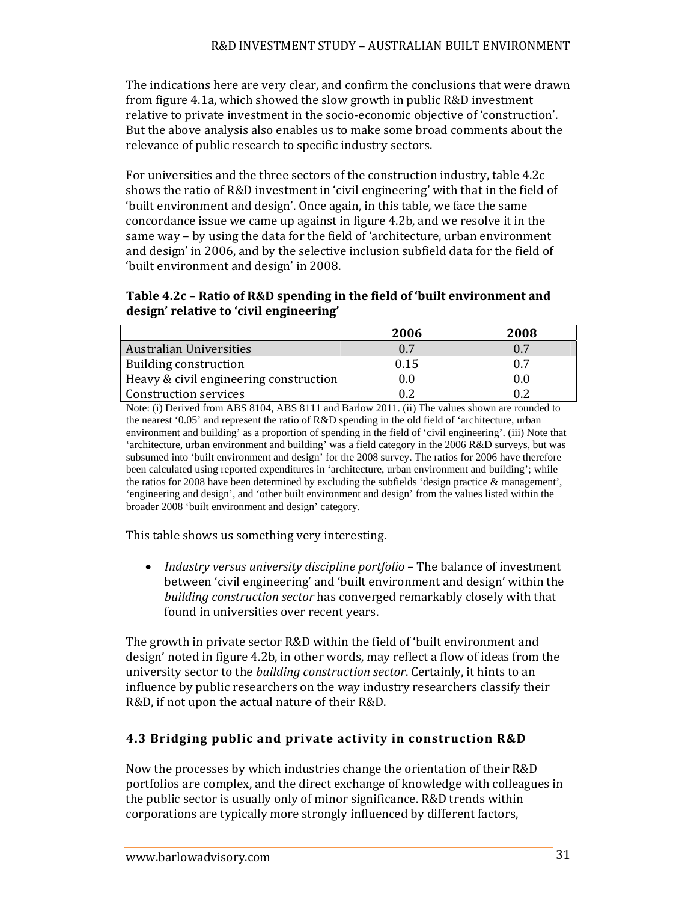The indications here are very clear, and confirm the conclusions that were drawn from figure 4.1a, which showed the slow growth in public R&D investment relative to private investment in the socio-economic objective of 'construction'. But the above analysis also enables us to make some broad comments about the relevance of public research to specific industry sectors.

For universities and the three sectors of the construction industry, table 4.2c shows the ratio of R&D investment in 'civil engineering' with that in the field of 'built environment and design'. Once again, in this table, we face the same concordance issue we came up against in figure 4.2b, and we resolve it in the same way – by using the data for the field of 'architecture, urban environment and design' in 2006, and by the selective inclusion subfield data for the field of 'built environment and design' in 2008.

**Table 4.2c – Ratio of R&D spending in the field of 'built environment and design' relative to 'civil engineering'**

| | 2006 | 2008 |
|---|---|---|
| Australian Universities | 0.7 | 0.7 |
| Building construction | 0.15 | 0.7 |
| Heavy & civil engineering construction | 0.0 | 0.0 |
| Construction services | 0.2 | 0.2 |

Note: (i) Derived from ABS 8104, ABS 8111 and Barlow 2011. (ii) The values shown are rounded to the nearest '0.05' and represent the ratio of R&D spending in the old field of 'architecture, urban environment and building' as a proportion of spending in the field of 'civil engineering'. (iii) Note that 'architecture, urban environment and building' was a field category in the 2006 R&D surveys, but was subsumed into 'built environment and design' for the 2008 survey. The ratios for 2006 have therefore been calculated using reported expenditures in 'architecture, urban environment and building'; while the ratios for 2008 have been determined by excluding the subfields 'design practice & management', 'engineering and design', and 'other built environment and design' from the values listed within the broader 2008 'built environment and design' category.

This table shows us something very interesting.

- *Industry versus university discipline portfolio* – The balance of investment between 'civil engineering' and 'built environment and design' within the *building construction sector* has converged remarkably closely with that found in universities over recent years.

The growth in private sector R&D within the field of 'built environment and design' noted in figure 4.2b, in other words, may reflect a flow of ideas from the university sector to the *building construction sector*. Certainly, it hints to an influence by public researchers on the way industry researchers classify their R&D, if not upon the actual nature of their R&D.

## 4.3 Bridging public and private activity in construction R&D

Now the processes by which industries change the orientation of their R&D portfolios are complex, and the direct exchange of knowledge with colleagues in the public sector is usually only of minor significance. R&D trends within corporations are typically more strongly influenced by different factors,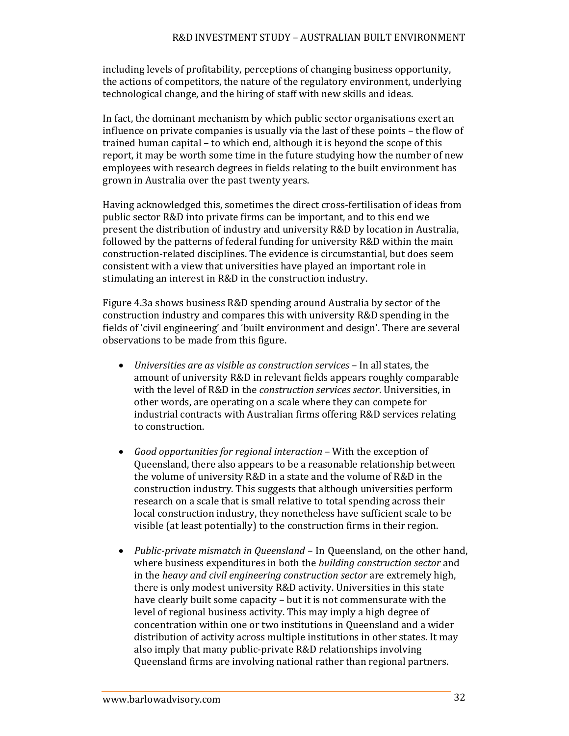including levels of profitability, perceptions of changing business opportunity, the actions of competitors, the nature of the regulatory environment, underlying technological change, and the hiring of staff with new skills and ideas.

In fact, the dominant mechanism by which public sector organisations exert an influence on private companies is usually via the last of these points – the flow of trained human capital – to which end, although it is beyond the scope of this report, it may be worth some time in the future studying how the number of new employees with research degrees in fields relating to the built environment has grown in Australia over the past twenty years.

Having acknowledged this, sometimes the direct cross-fertilisation of ideas from public sector R&D into private firms can be important, and to this end we present the distribution of industry and university R&D by location in Australia, followed by the patterns of federal funding for university R&D within the main construction-related disciplines. The evidence is circumstantial, but does seem consistent with a view that universities have played an important role in stimulating an interest in R&D in the construction industry.

Figure 4.3a shows business R&D spending around Australia by sector of the construction industry and compares this with university R&D spending in the fields of 'civil engineering' and 'built environment and design'. There are several observations to be made from this figure.

- *Universities are as visible as construction services* – In all states, the amount of university R&D in relevant fields appears roughly comparable with the level of R&D in the *construction services sector*. Universities, in other words, are operating on a scale where they can compete for industrial contracts with Australian firms offering R&D services relating to construction.

- *Good opportunities for regional interaction* – With the exception of Queensland, there also appears to be a reasonable relationship between the volume of university R&D in a state and the volume of R&D in the construction industry. This suggests that although universities perform research on a scale that is small relative to total spending across their local construction industry, they nonetheless have sufficient scale to be visible (at least potentially) to the construction firms in their region.

- *Public-private mismatch in Queensland* – In Queensland, on the other hand, where business expenditures in both the *building construction sector* and in the *heavy and civil engineering construction sector* are extremely high, there is only modest university R&D activity. Universities in this state have clearly built some capacity – but it is not commensurate with the level of regional business activity. This may imply a high degree of concentration within one or two institutions in Queensland and a wider distribution of activity across multiple institutions in other states. It may also imply that many public-private R&D relationships involving Queensland firms are involving national rather than regional partners.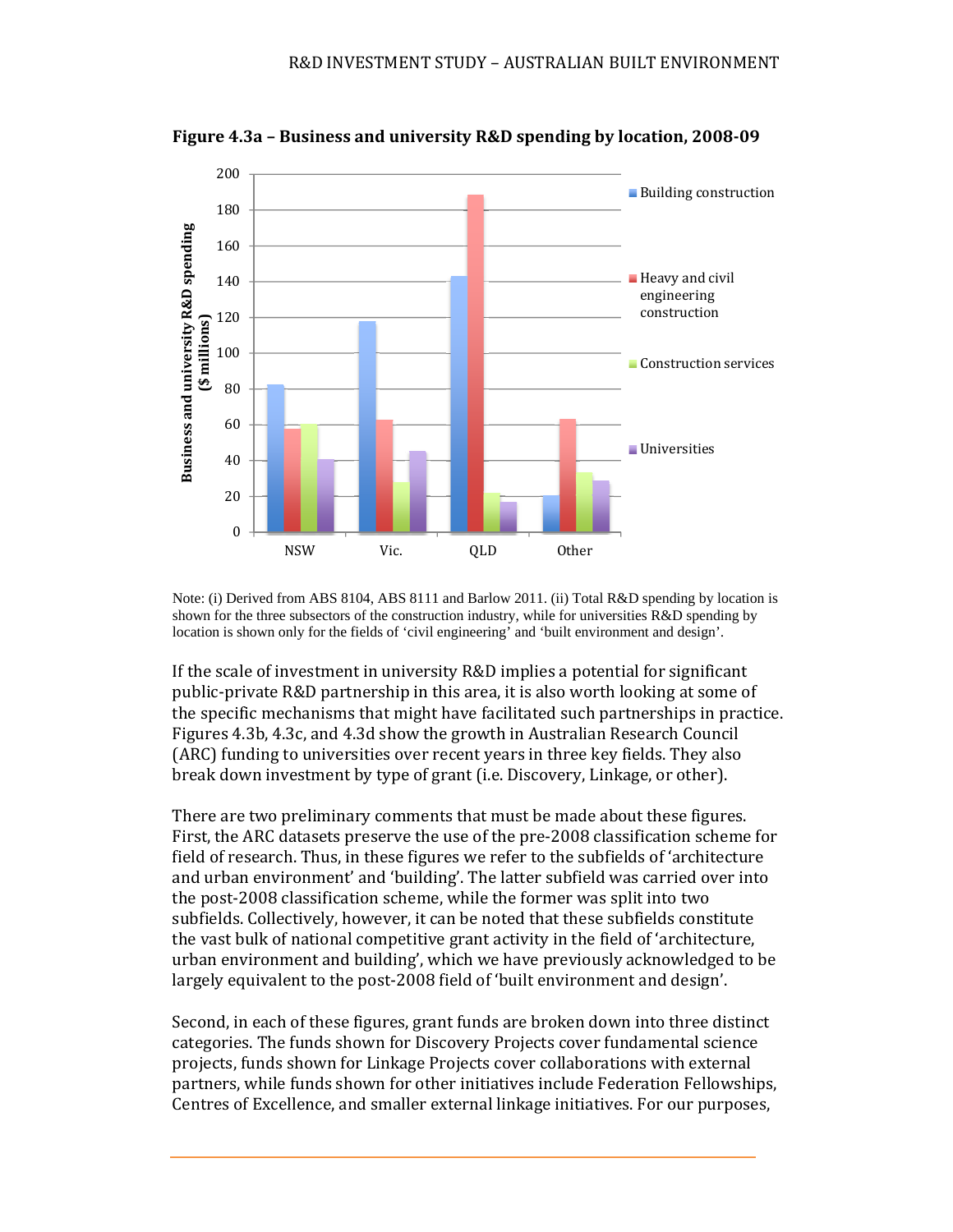**Figure 4.3a – Business and university R&D spending by location, 2008-09**

Note: (i) Derived from ABS 8104, ABS 8111 and Barlow 2011. (ii) Total R&D spending by location is shown for the three subsectors of the construction industry, while for universities R&D spending by location is shown only for the fields of 'civil engineering' and 'built environment and design'.

If the scale of investment in university R&D implies a potential for significant public-private R&D partnership in this area, it is also worth looking at some of the specific mechanisms that might have facilitated such partnerships in practice. Figures 4.3b, 4.3c, and 4.3d show the growth in Australian Research Council (ARC) funding to universities over recent years in three key fields. They also break down investment by type of grant (i.e. Discovery, Linkage, or other).

There are two preliminary comments that must be made about these figures. First, the ARC datasets preserve the use of the pre-2008 classification scheme for field of research. Thus, in these figures we refer to the subfields of 'architecture and urban environment' and 'building'. The latter subfield was carried over into the post-2008 classification scheme, while the former was split into two subfields. Collectively, however, it can be noted that these subfields constitute the vast bulk of national competitive grant activity in the field of 'architecture, urban environment and building', which we have previously acknowledged to be largely equivalent to the post-2008 field of 'built environment and design'.

Second, in each of these figures, grant funds are broken down into three distinct categories. The funds shown for Discovery Projects cover fundamental science projects, funds shown for Linkage Projects cover collaborations with external partners, while funds shown for other initiatives include Federation Fellowships, Centres of Excellence, and smaller external linkage initiatives. For our purposes,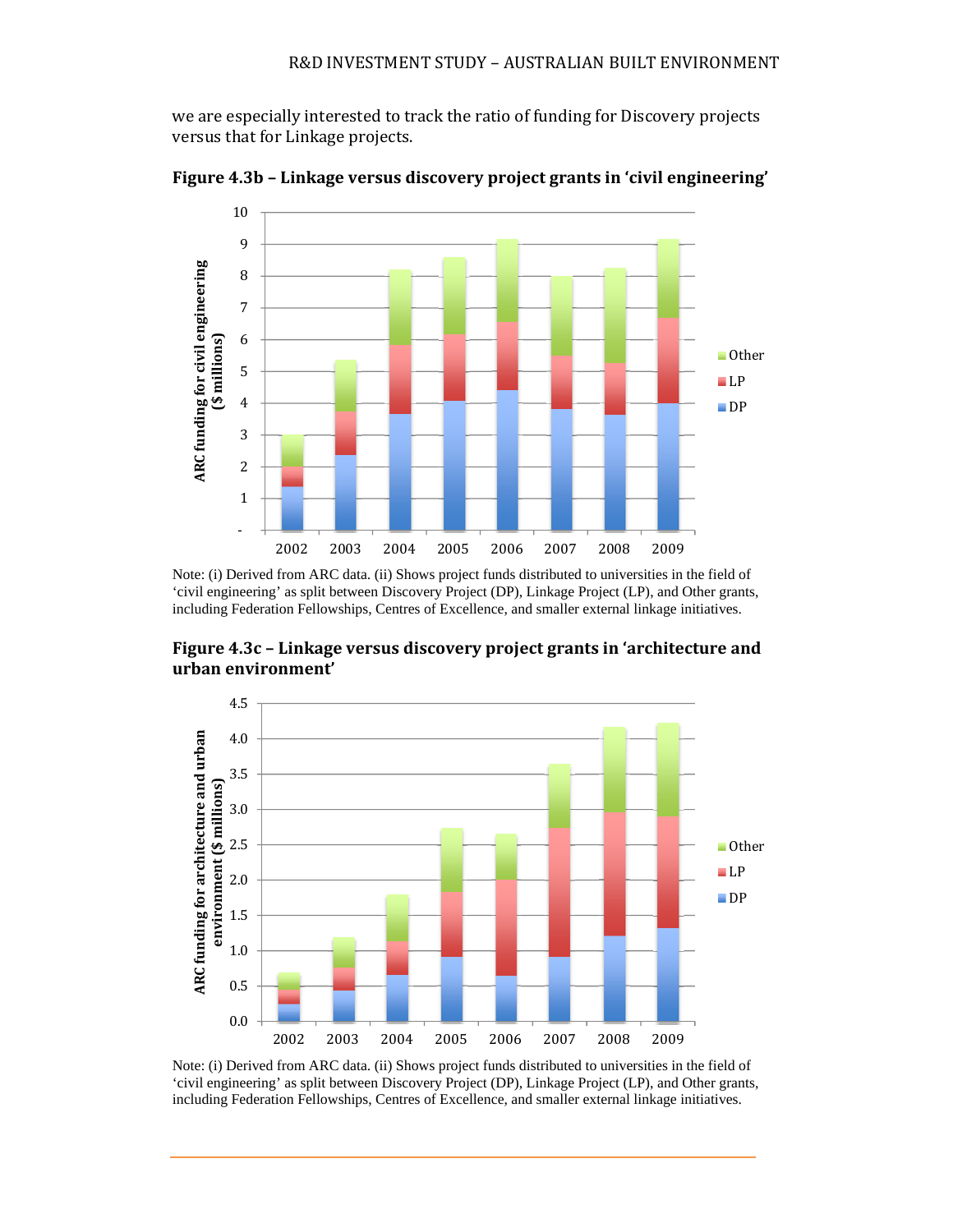we are especially interested to track the ratio of funding for Discovery projects versus that for Linkage projects.

**Figure 4.3b – Linkage versus discovery project grants in 'civil engineering'**

Note: (i) Derived from ARC data. (ii) Shows project funds distributed to universities in the field of 'civil engineering' as split between Discovery Project (DP), Linkage Project (LP), and Other grants, including Federation Fellowships, Centres of Excellence, and smaller external linkage initiatives.

**Figure 4.3c – Linkage versus discovery project grants in 'architecture and urban environment'**

Note: (i) Derived from ARC data. (ii) Shows project funds distributed to universities in the field of 'civil engineering' as split between Discovery Project (DP), Linkage Project (LP), and Other grants, including Federation Fellowships, Centres of Excellence, and smaller external linkage initiatives.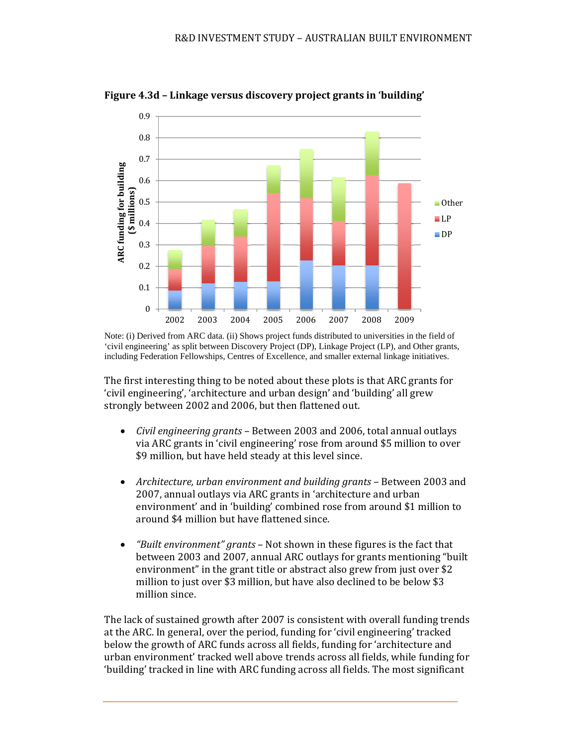**Figure 4.3d – Linkage versus discovery project grants in 'building'**

Note: (i) Derived from ARC data. (ii) Shows project funds distributed to universities in the field of 'civil engineering' as split between Discovery Project (DP), Linkage Project (LP), and Other grants, including Federation Fellowships, Centres of Excellence, and smaller external linkage initiatives.

The first interesting thing to be noted about these plots is that ARC grants for 'civil engineering', 'architecture and urban design' and 'building' all grew strongly between 2002 and 2006, but then flattened out.

- *Civil engineering grants* – Between 2003 and 2006, total annual outlays via ARC grants in 'civil engineering' rose from around $5 million to over $9 million, but have held steady at this level since.

- *Architecture, urban environment and building grants* – Between 2003 and 2007, annual outlays via ARC grants in 'architecture and urban environment' and in 'building' combined rose from around $1 million to around $4 million but have flattened since.

- *"Built environment" grants* – Not shown in these figures is the fact that between 2003 and 2007, annual ARC outlays for grants mentioning "built environment" in the grant title or abstract also grew from just over $2 million to just over $3 million, but have also declined to be below $3 million since.

The lack of sustained growth after 2007 is consistent with overall funding trends at the ARC. In general, over the period, funding for 'civil engineering' tracked below the growth of ARC funds across all fields, funding for 'architecture and urban environment' tracked well above trends across all fields, while funding for 'building' tracked in line with ARC funding across all fields. The most significant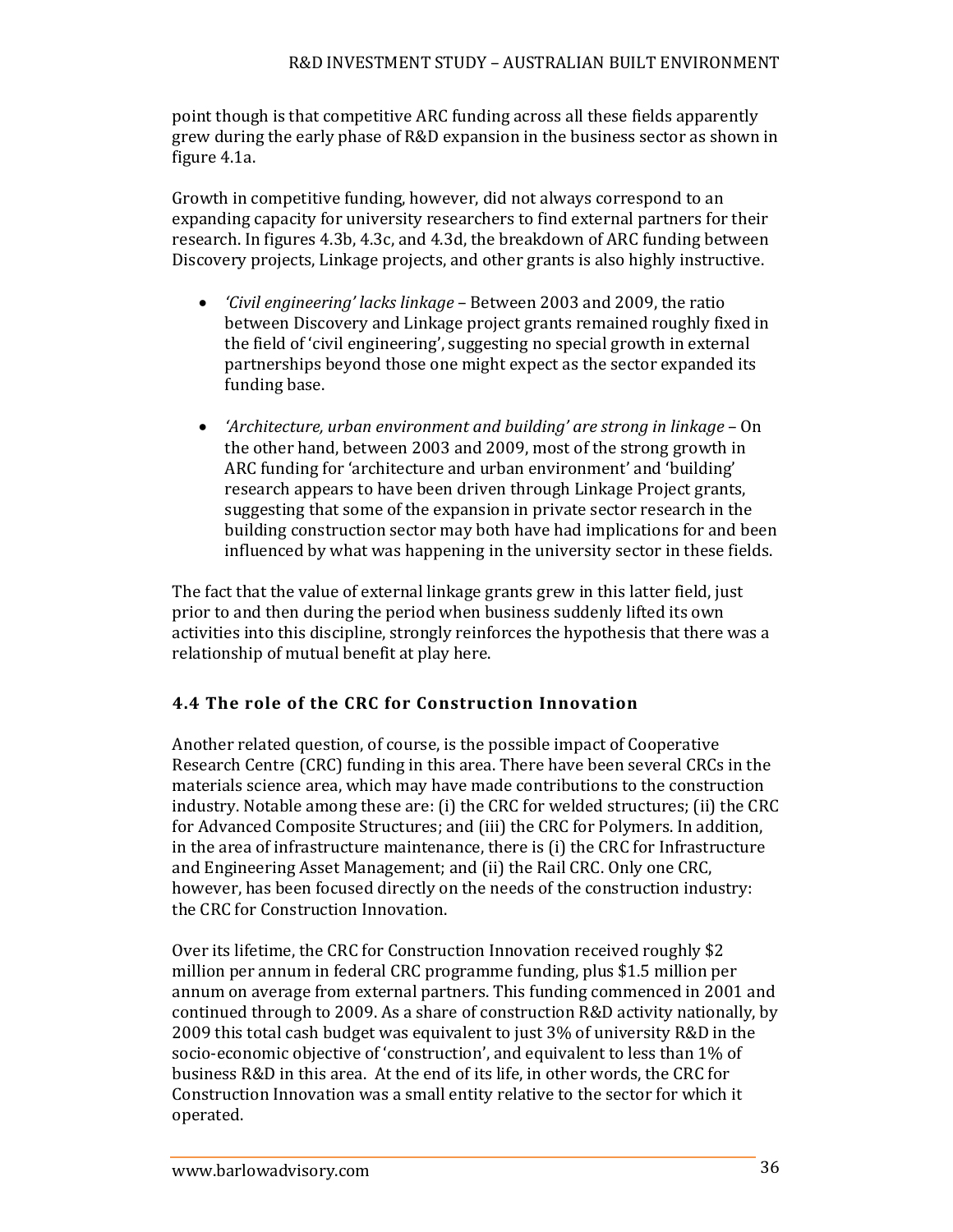point though is that competitive ARC funding across all these fields apparently grew during the early phase of R&D expansion in the business sector as shown in figure 4.1a.

Growth in competitive funding, however, did not always correspond to an expanding capacity for university researchers to find external partners for their research. In figures 4.3b, 4.3c, and 4.3d, the breakdown of ARC funding between Discovery projects, Linkage projects, and other grants is also highly instructive.

- *'Civil engineering' lacks linkage* – Between 2003 and 2009, the ratio between Discovery and Linkage project grants remained roughly fixed in the field of 'civil engineering', suggesting no special growth in external partnerships beyond those one might expect as the sector expanded its funding base.

- *'Architecture, urban environment and building' are strong in linkage* – On the other hand, between 2003 and 2009, most of the strong growth in ARC funding for 'architecture and urban environment' and 'building' research appears to have been driven through Linkage Project grants, suggesting that some of the expansion in private sector research in the building construction sector may both have had implications for and been influenced by what was happening in the university sector in these fields.

The fact that the value of external linkage grants grew in this latter field, just prior to and then during the period when business suddenly lifted its own activities into this discipline, strongly reinforces the hypothesis that there was a relationship of mutual benefit at play here.

### 4.4 The role of the CRC for Construction Innovation

Another related question, of course, is the possible impact of Cooperative Research Centre (CRC) funding in this area. There have been several CRCs in the materials science area, which may have made contributions to the construction industry. Notable among these are: (i) the CRC for welded structures; (ii) the CRC for Advanced Composite Structures; and (iii) the CRC for Polymers. In addition, in the area of infrastructure maintenance, there is (i) the CRC for Infrastructure and Engineering Asset Management; and (ii) the Rail CRC. Only one CRC, however, has been focused directly on the needs of the construction industry: the CRC for Construction Innovation.

Over its lifetime, the CRC for Construction Innovation received roughly $2 million per annum in federal CRC programme funding, plus $1.5 million per annum on average from external partners. This funding commenced in 2001 and continued through to 2009. As a share of construction R&D activity nationally, by 2009 this total cash budget was equivalent to just 3% of university R&D in the socio-economic objective of 'construction', and equivalent to less than 1% of business R&D in this area. At the end of its life, in other words, the CRC for Construction Innovation was a small entity relative to the sector for which it operated.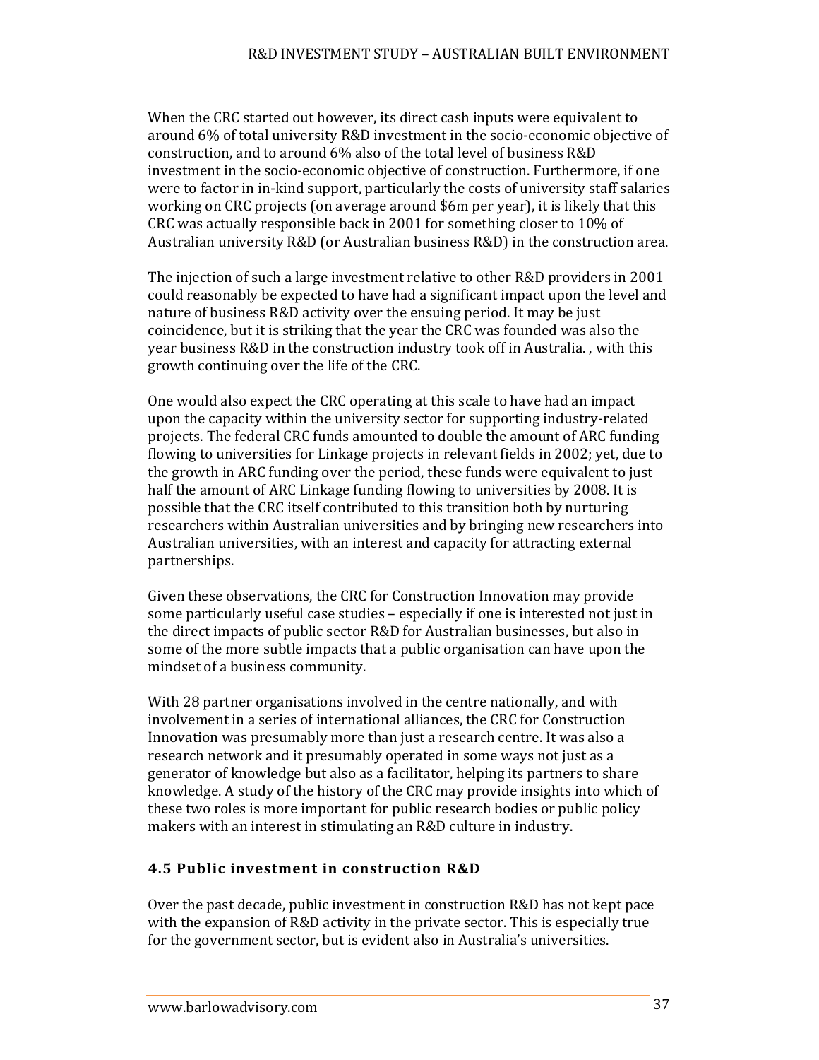When the CRC started out however, its direct cash inputs were equivalent to around 6% of total university R&D investment in the socio-economic objective of construction, and to around 6% also of the total level of business R&D investment in the socio-economic objective of construction. Furthermore, if one were to factor in in-kind support, particularly the costs of university staff salaries working on CRC projects (on average around $6m per year), it is likely that this CRC was actually responsible back in 2001 for something closer to 10% of Australian university R&D (or Australian business R&D) in the construction area.

The injection of such a large investment relative to other R&D providers in 2001 could reasonably be expected to have had a significant impact upon the level and nature of business R&D activity over the ensuing period. It may be just coincidence, but it is striking that the year the CRC was founded was also the year business R&D in the construction industry took off in Australia. , with this growth continuing over the life of the CRC.

One would also expect the CRC operating at this scale to have had an impact upon the capacity within the university sector for supporting industry-related projects. The federal CRC funds amounted to double the amount of ARC funding flowing to universities for Linkage projects in relevant fields in 2002; yet, due to the growth in ARC funding over the period, these funds were equivalent to just half the amount of ARC Linkage funding flowing to universities by 2008. It is possible that the CRC itself contributed to this transition both by nurturing researchers within Australian universities and by bringing new researchers into Australian universities, with an interest and capacity for attracting external partnerships.

Given these observations, the CRC for Construction Innovation may provide some particularly useful case studies – especially if one is interested not just in the direct impacts of public sector R&D for Australian businesses, but also in some of the more subtle impacts that a public organisation can have upon the mindset of a business community.

With 28 partner organisations involved in the centre nationally, and with involvement in a series of international alliances, the CRC for Construction Innovation was presumably more than just a research centre. It was also a research network and it presumably operated in some ways not just as a generator of knowledge but also as a facilitator, helping its partners to share knowledge. A study of the history of the CRC may provide insights into which of these two roles is more important for public research bodies or public policy makers with an interest in stimulating an R&D culture in industry.

### 4.5 Public investment in construction R&D

Over the past decade, public investment in construction R&D has not kept pace with the expansion of R&D activity in the private sector. This is especially true for the government sector, but is evident also in Australia's universities.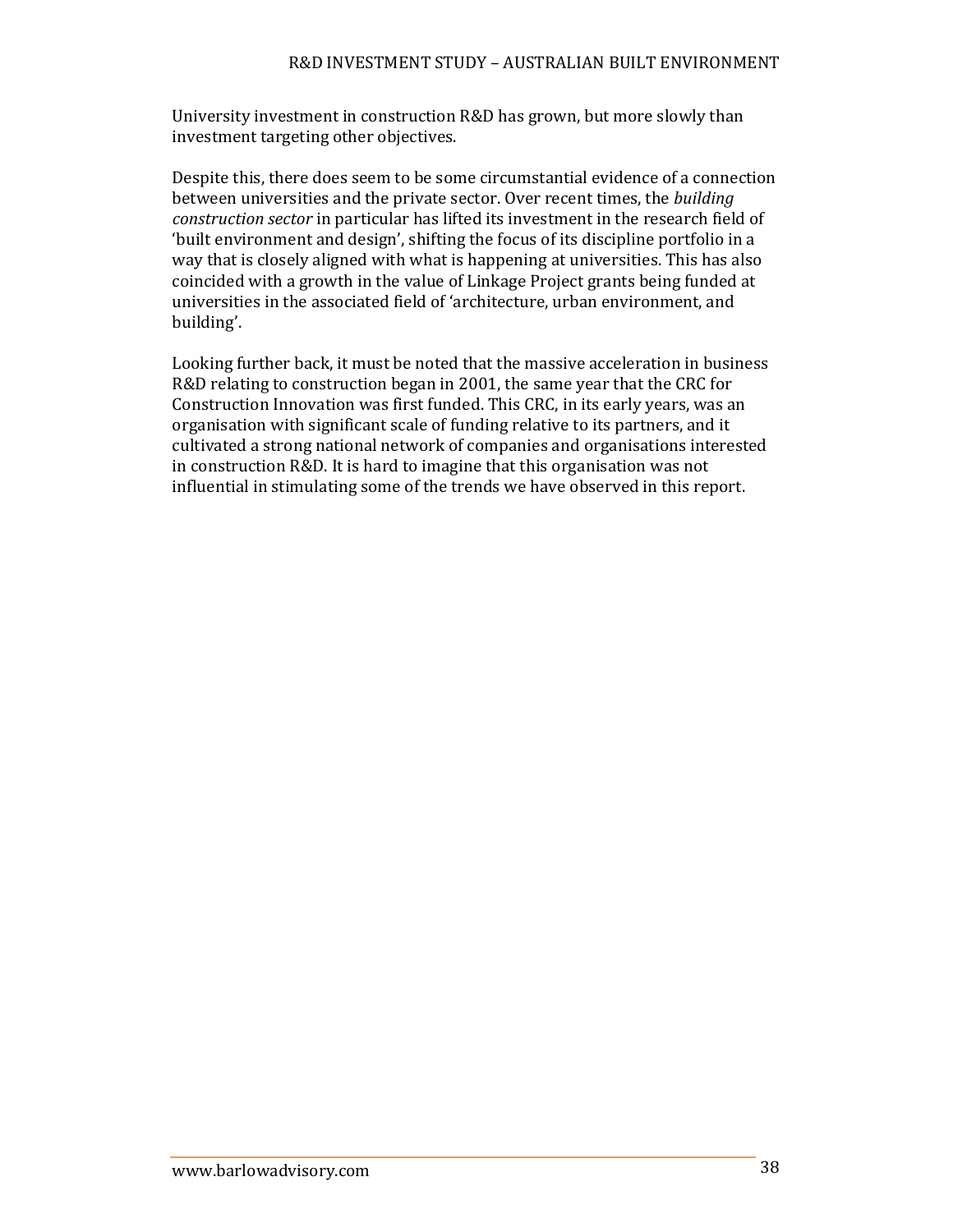University investment in construction R&D has grown, but more slowly than investment targeting other objectives.

Despite this, there does seem to be some circumstantial evidence of a connection between universities and the private sector. Over recent times, the *building construction sector* in particular has lifted its investment in the research field of 'built environment and design', shifting the focus of its discipline portfolio in a way that is closely aligned with what is happening at universities. This has also coincided with a growth in the value of Linkage Project grants being funded at universities in the associated field of 'architecture, urban environment, and building'.

Looking further back, it must be noted that the massive acceleration in business R&D relating to construction began in 2001, the same year that the CRC for Construction Innovation was first funded. This CRC, in its early years, was an organisation with significant scale of funding relative to its partners, and it cultivated a strong national network of companies and organisations interested in construction R&D. It is hard to imagine that this organisation was not influential in stimulating some of the trends we have observed in this report.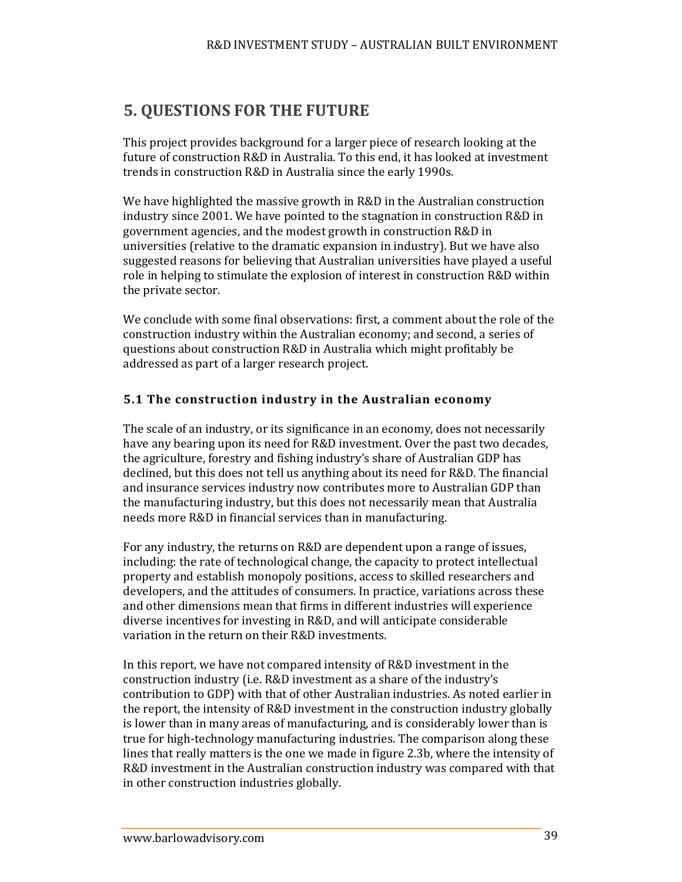# 5. QUESTIONS FOR THE FUTURE

This project provides background for a larger piece of research looking at the future of construction R&D in Australia. To this end, it has looked at investment trends in construction R&D in Australia since the early 1990s.

We have highlighted the massive growth in R&D in the Australian construction industry since 2001. We have pointed to the stagnation in construction R&D in government agencies, and the modest growth in construction R&D in universities (relative to the dramatic expansion in industry). But we have also suggested reasons for believing that Australian universities have played a useful role in helping to stimulate the explosion of interest in construction R&D within the private sector.

We conclude with some final observations: first, a comment about the role of the construction industry within the Australian economy; and second, a series of questions about construction R&D in Australia which might profitably be addressed as part of a larger research project.

## 5.1 The construction industry in the Australian economy

The scale of an industry, or its significance in an economy, does not necessarily have any bearing upon its need for R&D investment. Over the past two decades, the agriculture, forestry and fishing industry's share of Australian GDP has declined, but this does not tell us anything about its need for R&D. The financial and insurance services industry now contributes more to Australian GDP than the manufacturing industry, but this does not necessarily mean that Australia needs more R&D in financial services than in manufacturing.

For any industry, the returns on R&D are dependent upon a range of issues, including: the rate of technological change, the capacity to protect intellectual property and establish monopoly positions, access to skilled researchers and developers, and the attitudes of consumers. In practice, variations across these and other dimensions mean that firms in different industries will experience diverse incentives for investing in R&D, and will anticipate considerable variation in the return on their R&D investments.

In this report, we have not compared intensity of R&D investment in the construction industry (i.e. R&D investment as a share of the industry's contribution to GDP) with that of other Australian industries. As noted earlier in the report, the intensity of R&D investment in the construction industry globally is lower than in many areas of manufacturing, and is considerably lower than is true for high-technology manufacturing industries. The comparison along these lines that really matters is the one we made in figure 2.3b, where the intensity of R&D investment in the Australian construction industry was compared with that in other construction industries globally.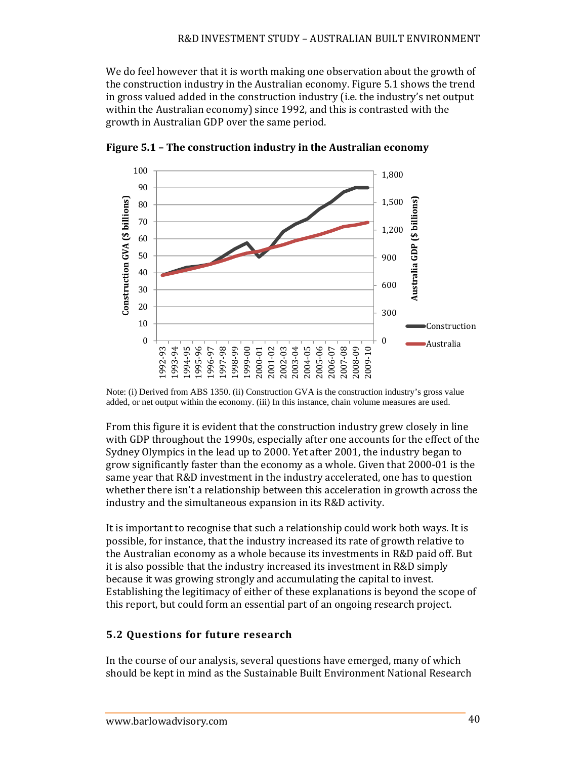We do feel however that it is worth making one observation about the growth of the construction industry in the Australian economy. Figure 5.1 shows the trend in gross valued added in the construction industry (i.e. the industry's net output within the Australian economy) since 1992, and this is contrasted with the growth in Australian GDP over the same period.

**Figure 5.1 – The construction industry in the Australian economy**

Note: (i) Derived from ABS 1350. (ii) Construction GVA is the construction industry's gross value added, or net output within the economy. (iii) In this instance, chain volume measures are used.

From this figure it is evident that the construction industry grew closely in line with GDP throughout the 1990s, especially after one accounts for the effect of the Sydney Olympics in the lead up to 2000. Yet after 2001, the industry began to grow significantly faster than the economy as a whole. Given that 2000-01 is the same year that R&D investment in the industry accelerated, one has to question whether there isn't a relationship between this acceleration in growth across the industry and the simultaneous expansion in its R&D activity.

It is important to recognise that such a relationship could work both ways. It is possible, for instance, that the industry increased its rate of growth relative to the Australian economy as a whole because its investments in R&D paid off. But it is also possible that the industry increased its investment in R&D simply because it was growing strongly and accumulating the capital to invest. Establishing the legitimacy of either of these explanations is beyond the scope of this report, but could form an essential part of an ongoing research project.

## 5.2 Questions for future research

In the course of our analysis, several questions have emerged, many of which should be kept in mind as the Sustainable Built Environment National Research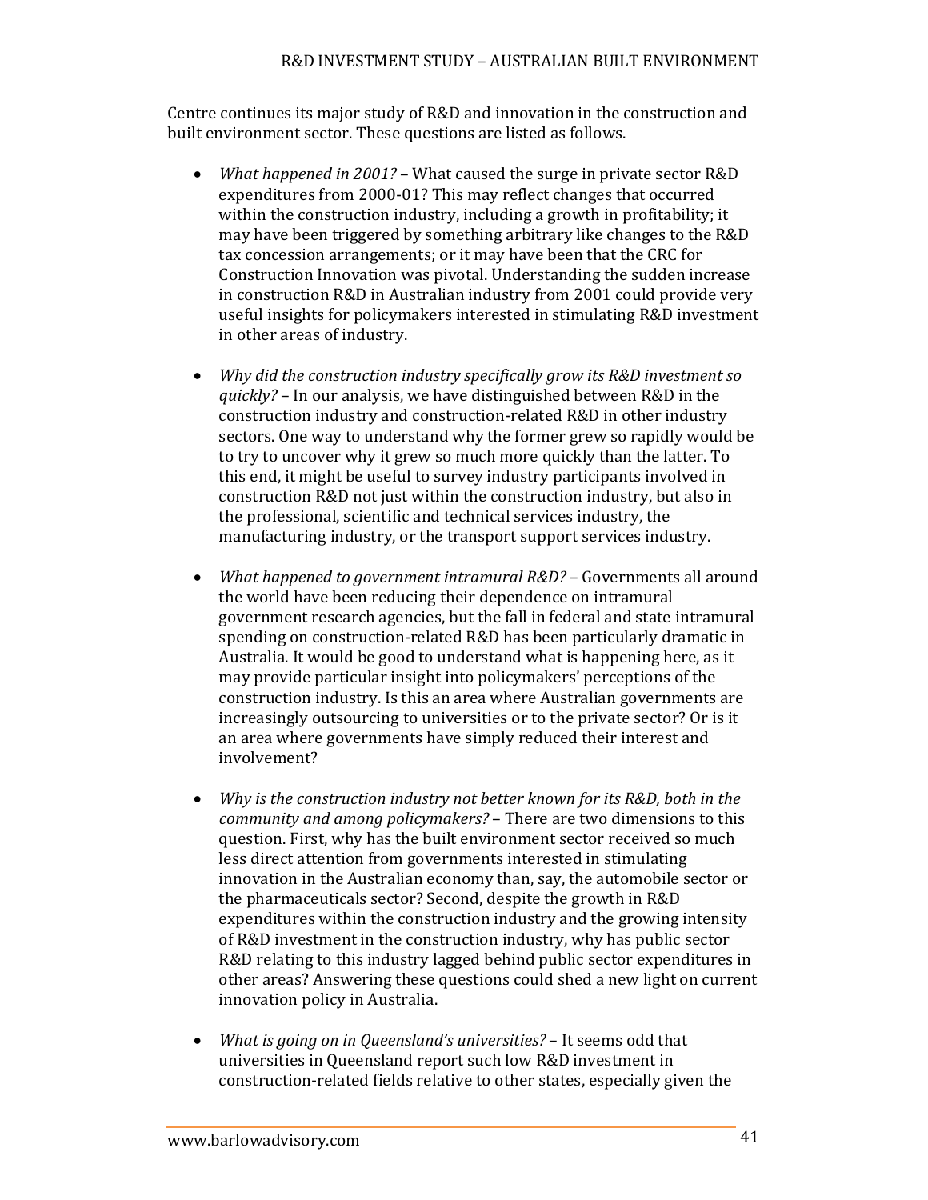Centre continues its major study of R&D and innovation in the construction and built environment sector. These questions are listed as follows.

- *What happened in 2001?* – What caused the surge in private sector R&D expenditures from 2000-01? This may reflect changes that occurred within the construction industry, including a growth in profitability; it may have been triggered by something arbitrary like changes to the R&D tax concession arrangements; or it may have been that the CRC for Construction Innovation was pivotal. Understanding the sudden increase in construction R&D in Australian industry from 2001 could provide very useful insights for policymakers interested in stimulating R&D investment in other areas of industry.

- *Why did the construction industry specifically grow its R&D investment so quickly?* – In our analysis, we have distinguished between R&D in the construction industry and construction-related R&D in other industry sectors. One way to understand why the former grew so rapidly would be to try to uncover why it grew so much more quickly than the latter. To this end, it might be useful to survey industry participants involved in construction R&D not just within the construction industry, but also in the professional, scientific and technical services industry, the manufacturing industry, or the transport support services industry.

- *What happened to government intramural R&D?* – Governments all around the world have been reducing their dependence on intramural government research agencies, but the fall in federal and state intramural spending on construction-related R&D has been particularly dramatic in Australia. It would be good to understand what is happening here, as it may provide particular insight into policymakers' perceptions of the construction industry. Is this an area where Australian governments are increasingly outsourcing to universities or to the private sector? Or is it an area where governments have simply reduced their interest and involvement?

- *Why is the construction industry not better known for its R&D, both in the community and among policymakers?* – There are two dimensions to this question. First, why has the built environment sector received so much less direct attention from governments interested in stimulating innovation in the Australian economy than, say, the automobile sector or the pharmaceuticals sector? Second, despite the growth in R&D expenditures within the construction industry and the growing intensity of R&D investment in the construction industry, why has public sector R&D relating to this industry lagged behind public sector expenditures in other areas? Answering these questions could shed a new light on current innovation policy in Australia.

- *What is going on in Queensland's universities?* – It seems odd that universities in Queensland report such low R&D investment in construction-related fields relative to other states, especially given the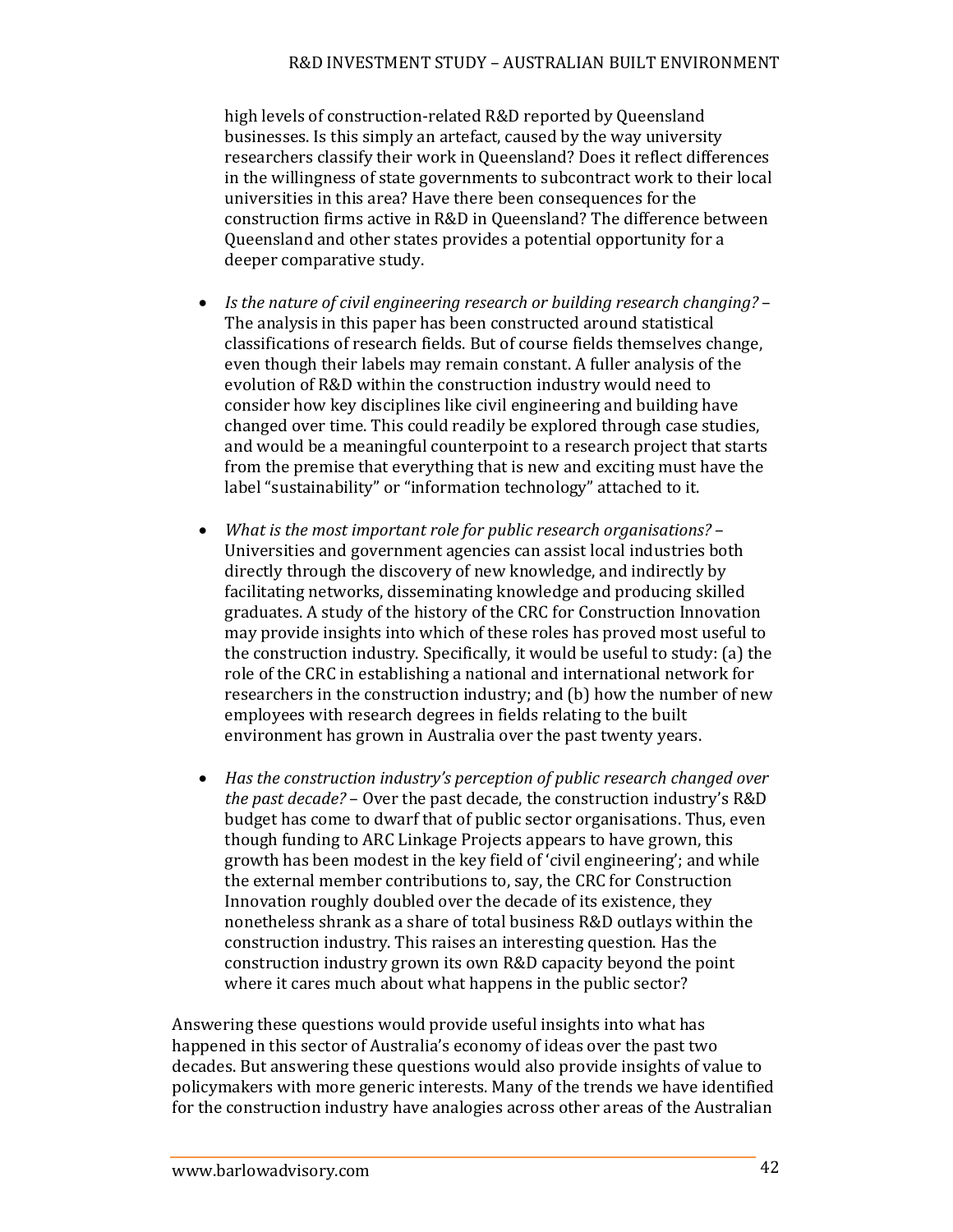high levels of construction-related R&D reported by Queensland businesses. Is this simply an artefact, caused by the way university researchers classify their work in Queensland? Does it reflect differences in the willingness of state governments to subcontract work to their local universities in this area? Have there been consequences for the construction firms active in R&D in Queensland? The difference between Queensland and other states provides a potential opportunity for a deeper comparative study.

- *Is the nature of civil engineering research or building research changing?* – The analysis in this paper has been constructed around statistical classifications of research fields. But of course fields themselves change, even though their labels may remain constant. A fuller analysis of the evolution of R&D within the construction industry would need to consider how key disciplines like civil engineering and building have changed over time. This could readily be explored through case studies, and would be a meaningful counterpoint to a research project that starts from the premise that everything that is new and exciting must have the label "sustainability" or "information technology" attached to it.

- *What is the most important role for public research organisations?* – Universities and government agencies can assist local industries both directly through the discovery of new knowledge, and indirectly by facilitating networks, disseminating knowledge and producing skilled graduates. A study of the history of the CRC for Construction Innovation may provide insights into which of these roles has proved most useful to the construction industry. Specifically, it would be useful to study: (a) the role of the CRC in establishing a national and international network for researchers in the construction industry; and (b) how the number of new employees with research degrees in fields relating to the built environment has grown in Australia over the past twenty years.

- *Has the construction industry's perception of public research changed over the past decade?* – Over the past decade, the construction industry's R&D budget has come to dwarf that of public sector organisations. Thus, even though funding to ARC Linkage Projects appears to have grown, this growth has been modest in the key field of 'civil engineering'; and while the external member contributions to, say, the CRC for Construction Innovation roughly doubled over the decade of its existence, they nonetheless shrank as a share of total business R&D outlays within the construction industry. This raises an interesting question. Has the construction industry grown its own R&D capacity beyond the point where it cares much about what happens in the public sector?

Answering these questions would provide useful insights into what has happened in this sector of Australia's economy of ideas over the past two decades. But answering these questions would also provide insights of value to policymakers with more generic interests. Many of the trends we have identified for the construction industry have analogies across other areas of the Australian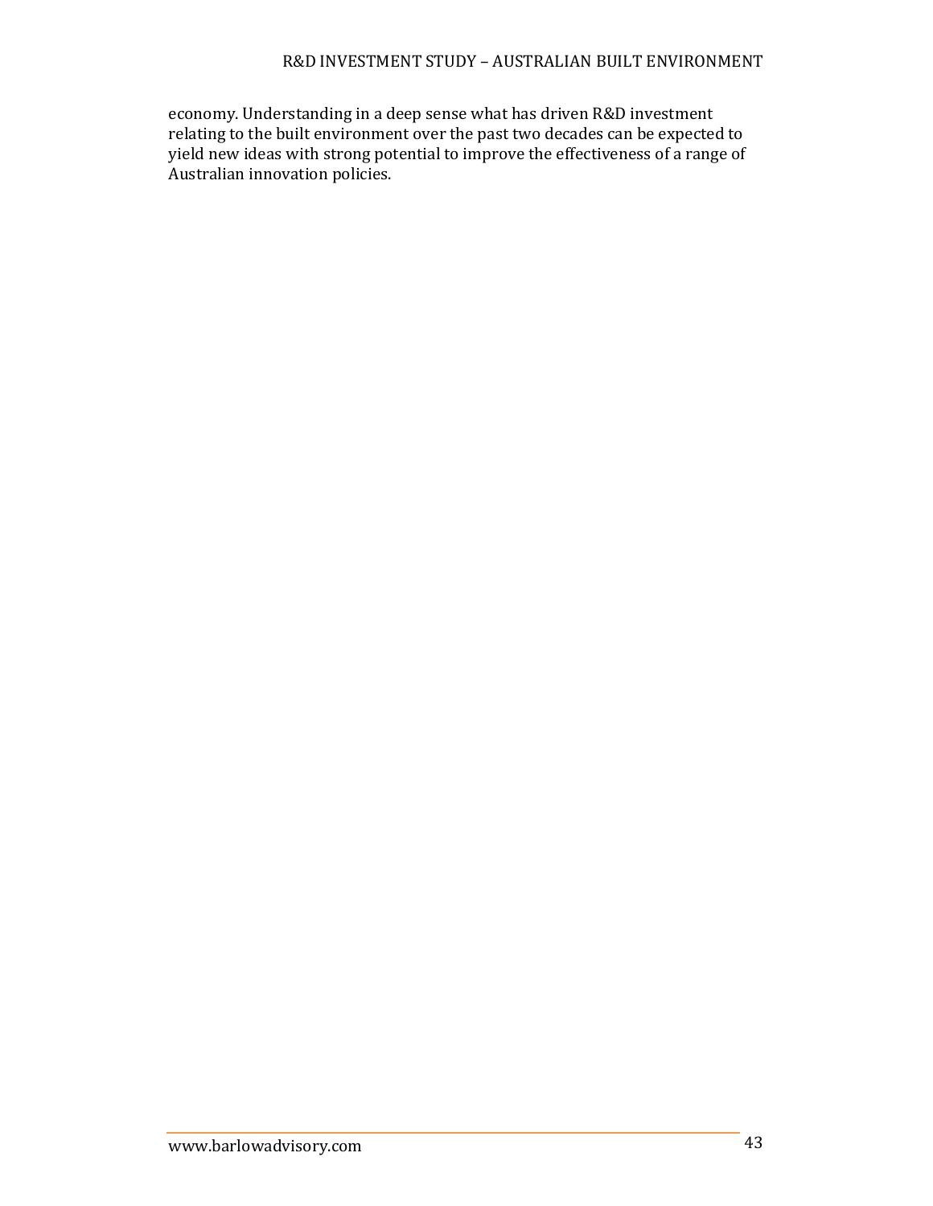economy. Understanding in a deep sense what has driven R&D investment relating to the built environment over the past two decades can be expected to yield new ideas with strong potential to improve the effectiveness of a range of Australian innovation policies.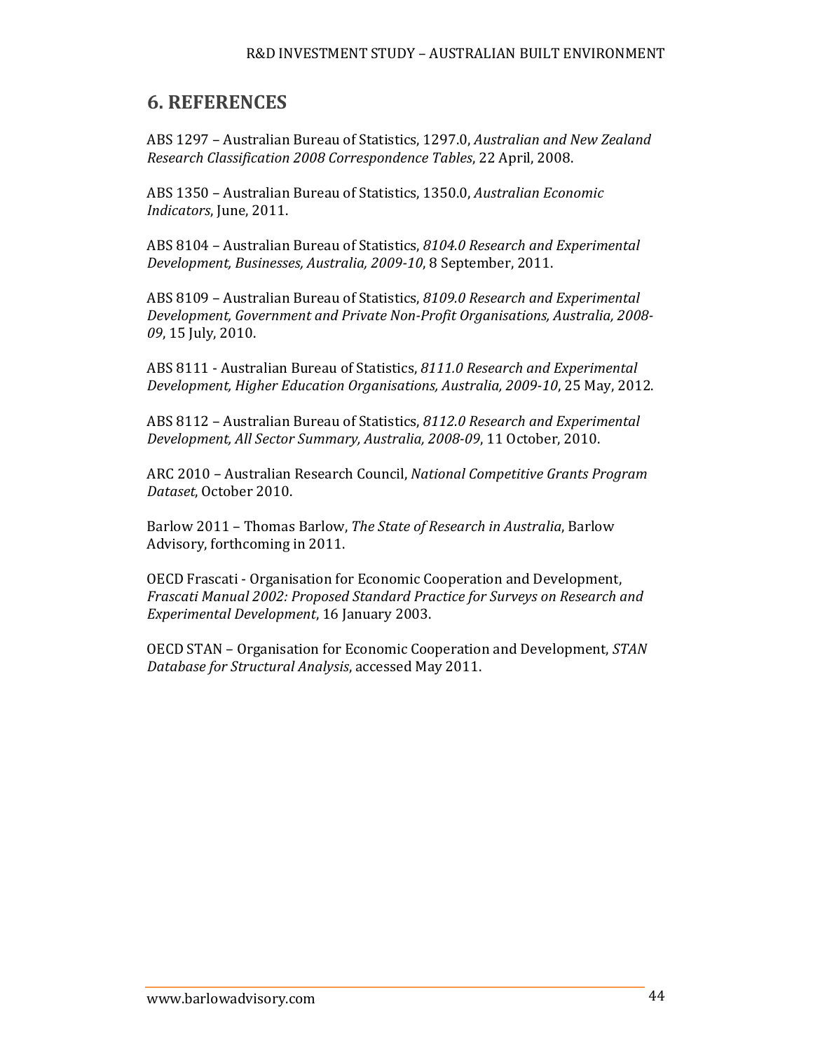## 6. REFERENCES

ABS 1297 – Australian Bureau of Statistics, 1297.0, *Australian and New Zealand Research Classification 2008 Correspondence Tables*, 22 April, 2008.

ABS 1350 – Australian Bureau of Statistics, 1350.0, *Australian Economic Indicators*, June, 2011.

ABS 8104 – Australian Bureau of Statistics, *8104.0 Research and Experimental Development, Businesses, Australia, 2009-10*, 8 September, 2011.

ABS 8109 – Australian Bureau of Statistics, *8109.0 Research and Experimental Development, Government and Private Non-Profit Organisations, Australia, 2008-09*, 15 July, 2010.

ABS 8111 - Australian Bureau of Statistics, *8111.0 Research and Experimental Development, Higher Education Organisations, Australia, 2009-10*, 25 May, 2012.

ABS 8112 – Australian Bureau of Statistics, *8112.0 Research and Experimental Development, All Sector Summary, Australia, 2008-09*, 11 October, 2010.

ARC 2010 – Australian Research Council, *National Competitive Grants Program Dataset*, October 2010.

Barlow 2011 – Thomas Barlow, *The State of Research in Australia*, Barlow Advisory, forthcoming in 2011.

OECD Frascati - Organisation for Economic Cooperation and Development, *Frascati Manual 2002: Proposed Standard Practice for Surveys on Research and Experimental Development*, 16 January 2003.

OECD STAN – Organisation for Economic Cooperation and Development, *STAN Database for Structural Analysis*, accessed May 2011.